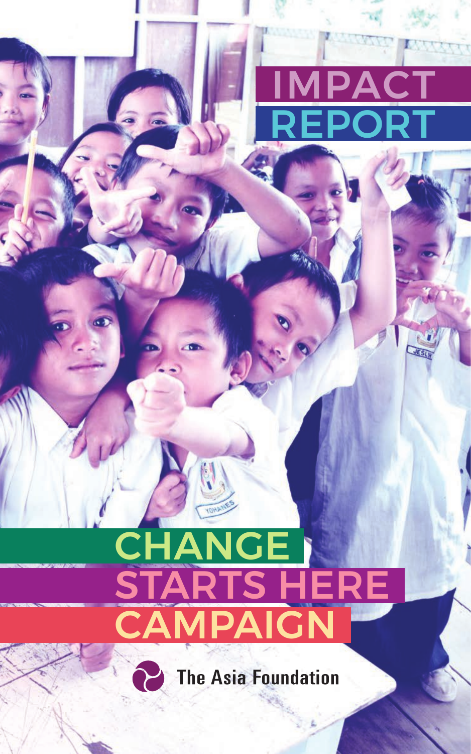# IMPACT REPORT

# CHANGE STARTS HERE CAMPAIGN

The Asia Foundation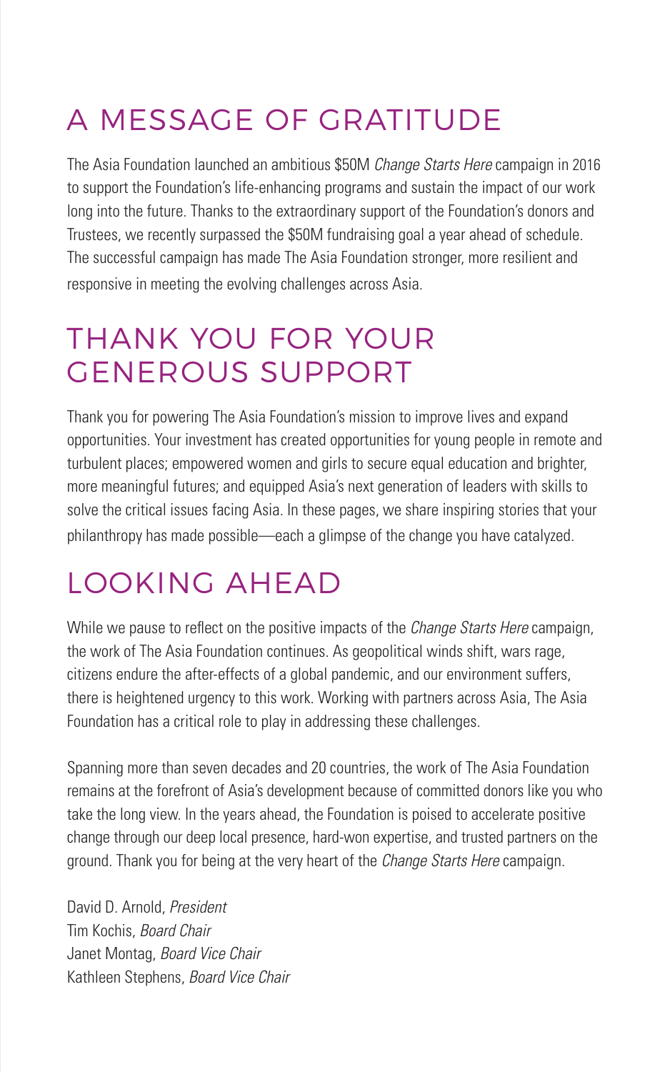## A MESSAGE OF GRATITUDE

The Asia Foundation launched an ambitious $50M *Change Starts Here* campaign in 2016 to support the Foundation's life-enhancing programs and sustain the impact of our work long into the future. Thanks to the extraordinary support of the Foundation's donors and Trustees, we recently surpassed the $50M fundraising goal a year ahead of schedule. The successful campaign has made The Asia Foundation stronger, more resilient and responsive in meeting the evolving challenges across Asia.

## THANK YOU FOR YOUR GENEROUS SUPPORT

Thank you for powering The Asia Foundation's mission to improve lives and expand opportunities. Your investment has created opportunities for young people in remote and turbulent places; empowered women and girls to secure equal education and brighter, more meaningful futures; and equipped Asia's next generation of leaders with skills to solve the critical issues facing Asia. In these pages, we share inspiring stories that your philanthropy has made possible—each a glimpse of the change you have catalyzed.

## LOOKING AHEAD

While we pause to reflect on the positive impacts of the *Change Starts Here* campaign, the work of The Asia Foundation continues. As geopolitical winds shift, wars rage, citizens endure the after-effects of a global pandemic, and our environment suffers, there is heightened urgency to this work. Working with partners across Asia, The Asia Foundation has a critical role to play in addressing these challenges.

Spanning more than seven decades and 20 countries, the work of The Asia Foundation remains at the forefront of Asia's development because of committed donors like you who take the long view. In the years ahead, the Foundation is poised to accelerate positive change through our deep local presence, hard-won expertise, and trusted partners on the ground. Thank you for being at the very heart of the *Change Starts Here* campaign.

David D. Arnold, *President*
Tim Kochis, *Board Chair*
Janet Montag, *Board Vice Chair*
Kathleen Stephens, *Board Vice Chair*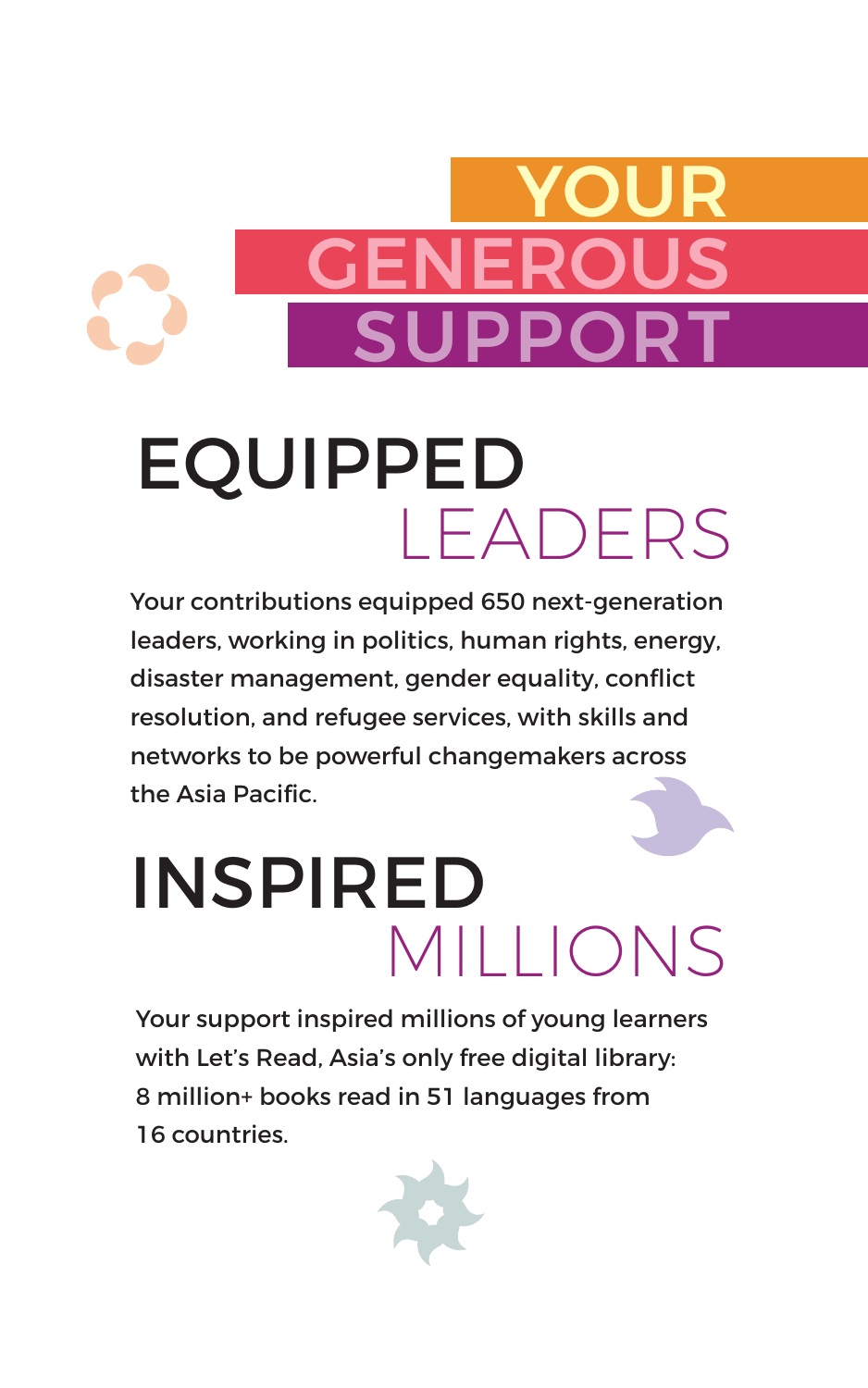# YOUR GENEROUS SUPPORT

## EQUIPPED LEADERS

Your contributions equipped 650 next-generation leaders, working in politics, human rights, energy, disaster management, gender equality, conflict resolution, and refugee services, with skills and networks to be powerful changemakers across the Asia Pacific.

## INSPIRED MILLIONS

Your support inspired millions of young learners with Let's Read, Asia's only free digital library: 8 million+ books read in 51 languages from 16 countries.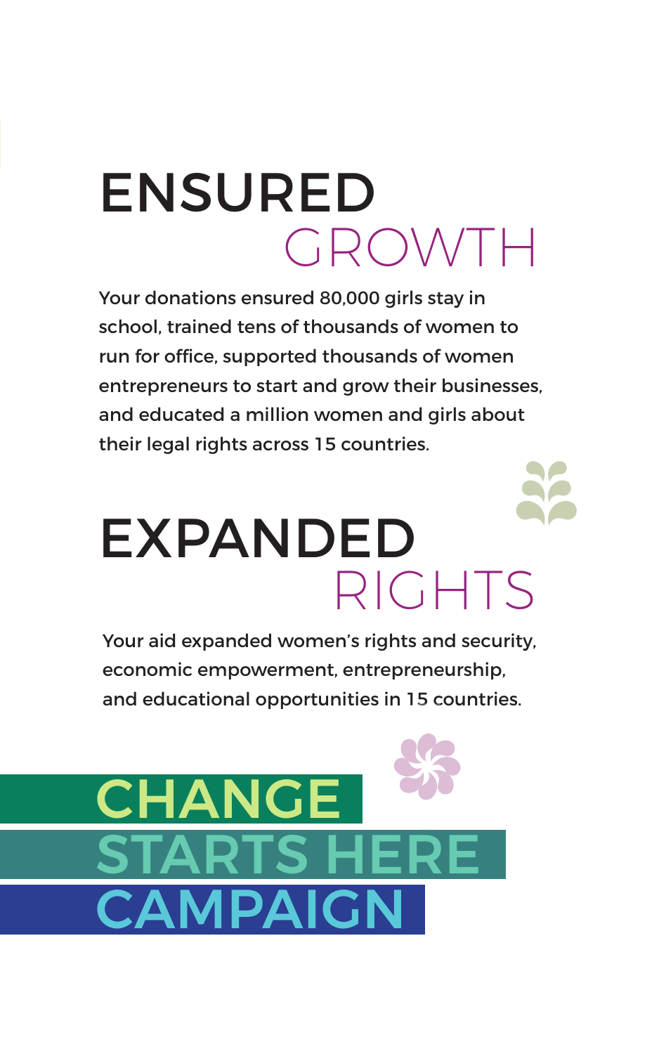## ENSURED GROWTH

Your donations ensured 80,000 girls stay in school, trained tens of thousands of women to run for office, supported thousands of women entrepreneurs to start and grow their businesses, and educated a million women and girls about their legal rights across 15 countries.

## EXPANDED RIGHTS

Your aid expanded women's rights and security, economic empowerment, entrepreneurship, and educational opportunities in 15 countries.

## CHANGE STARTS HERE CAMPAIGN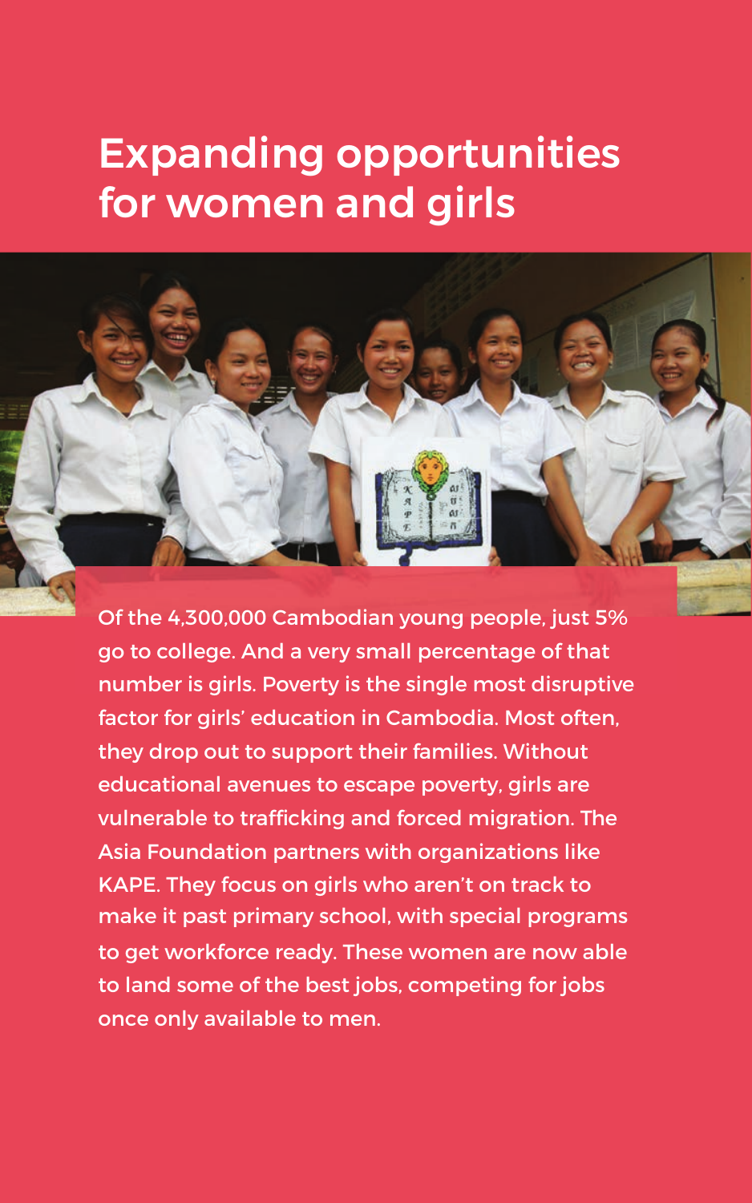# Expanding opportunities for women and girls

Of the 4,300,000 Cambodian young people, just 5% go to college. And a very small percentage of that number is girls. Poverty is the single most disruptive factor for girls' education in Cambodia. Most often, they drop out to support their families. Without educational avenues to escape poverty, girls are vulnerable to trafficking and forced migration. The Asia Foundation partners with organizations like KAPE. They focus on girls who aren't on track to make it past primary school, with special programs to get workforce ready. These women are now able to land some of the best jobs, competing for jobs once only available to men.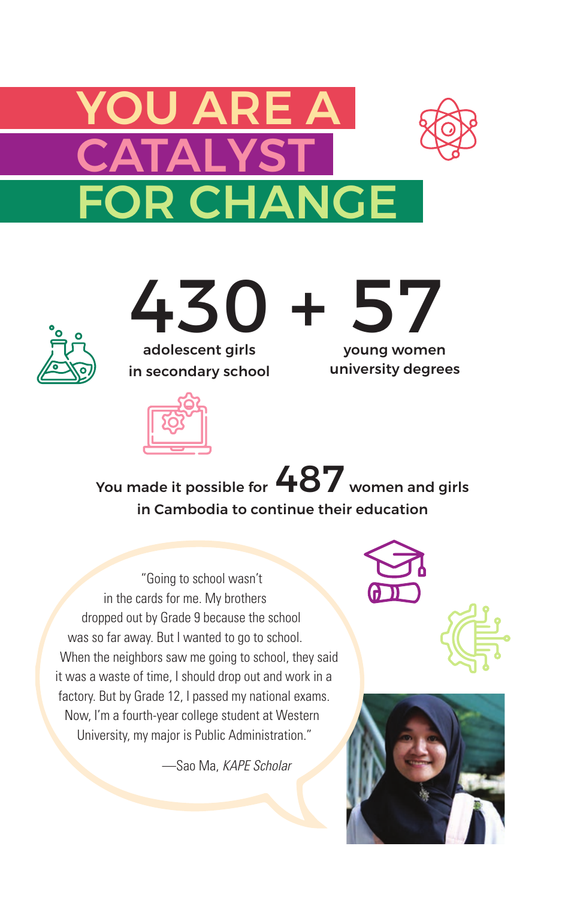# YOU ARE A CATALYST FOR CHANGE

**430** adolescent girls in secondary school + **57** young women university degrees

You made it possible for **487** women and girls in Cambodia to continue their education

"Going to school wasn't in the cards for me. My brothers dropped out by Grade 9 because the school was so far away. But I wanted to go to school. When the neighbors saw me going to school, they said it was a waste of time, I should drop out and work in a factory. But by Grade 12, I passed my national exams. Now, I'm a fourth-year college student at Western University, my major is Public Administration."

—Sao Ma, *KAPE Scholar*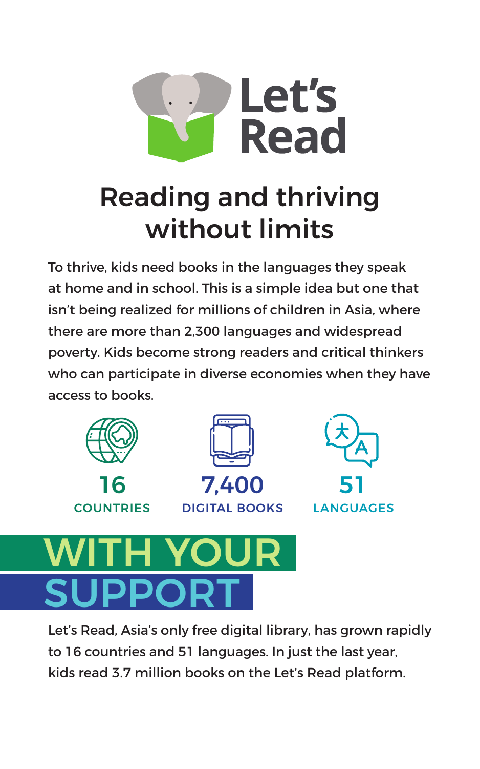# Let's Read

## Reading and thriving without limits

To thrive, kids need books in the languages they speak at home and in school. This is a simple idea but one that isn't being realized for millions of children in Asia, where there are more than 2,300 languages and widespread poverty. Kids become strong readers and critical thinkers who can participate in diverse economies when they have access to books.

**16**
COUNTRIES

**7,400**
DIGITAL BOOKS

**51**
LANGUAGES

## WITH YOUR SUPPORT

Let's Read, Asia's only free digital library, has grown rapidly to 16 countries and 51 languages. In just the last year, kids read 3.7 million books on the Let's Read platform.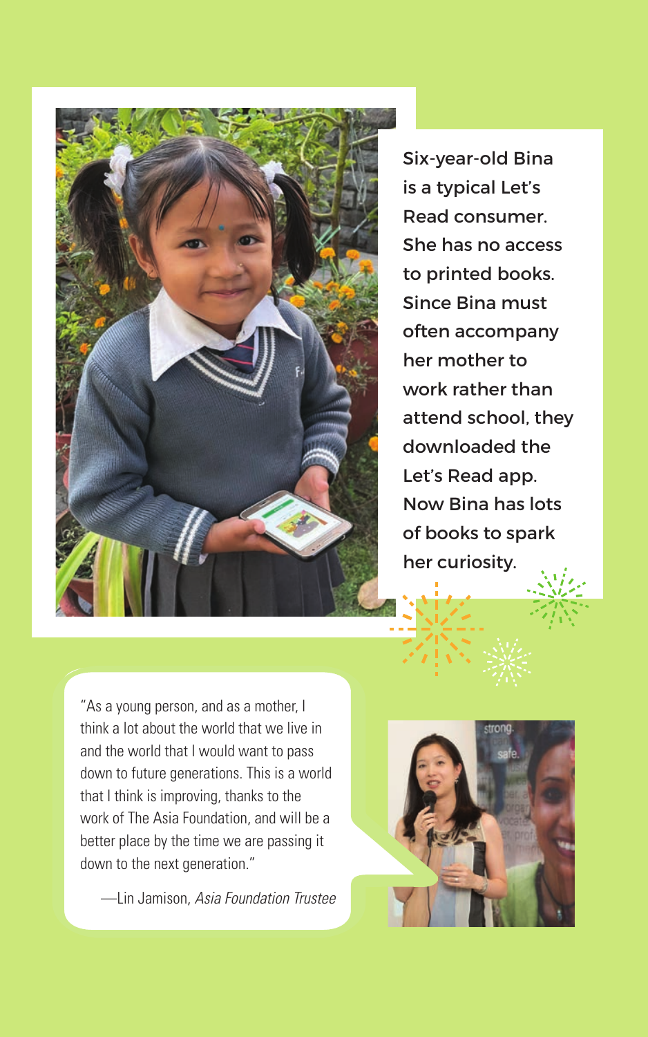Six-year-old Bina is a typical Let's Read consumer. She has no access to printed books. Since Bina must often accompany her mother to work rather than attend school, they downloaded the Let's Read app. Now Bina has lots of books to spark her curiosity.

"As a young person, and as a mother, I think a lot about the world that we live in and the world that I would want to pass down to future generations. This is a world that I think is improving, thanks to the work of The Asia Foundation, and will be a better place by the time we are passing it down to the next generation."

—Lin Jamison, *Asia Foundation Trustee*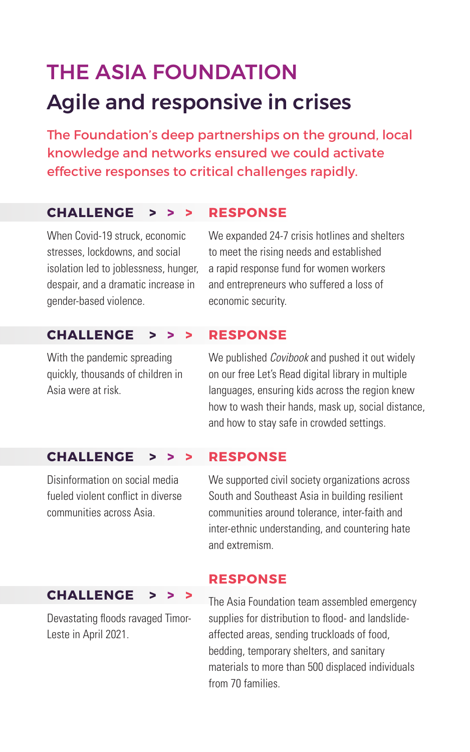# THE ASIA FOUNDATION

## Agile and responsive in crises

The Foundation's deep partnerships on the ground, local knowledge and networks ensured we could activate effective responses to critical challenges rapidly.

| CHALLENGE > > > | RESPONSE |
| --- | --- |
| When Covid-19 struck, economic stresses, lockdowns, and social isolation led to joblessness, hunger, despair, and a dramatic increase in gender-based violence. | We expanded 24-7 crisis hotlines and shelters to meet the rising needs and established a rapid response fund for women workers and entrepreneurs who suffered a loss of economic security. |
| With the pandemic spreading quickly, thousands of children in Asia were at risk. | We published *Covibook* and pushed it out widely on our free Let's Read digital library in multiple languages, ensuring kids across the region knew how to wash their hands, mask up, social distance, and how to stay safe in crowded settings. |
| Disinformation on social media fueled violent conflict in diverse communities across Asia. | We supported civil society organizations across South and Southeast Asia in building resilient communities around tolerance, inter-faith and inter-ethnic understanding, and countering hate and extremism. |
| Devastating floods ravaged Timor-Leste in April 2021. | The Asia Foundation team assembled emergency supplies for distribution to flood- and landslide-affected areas, sending truckloads of food, bedding, temporary shelters, and sanitary materials to more than 500 displaced individuals from 70 families. |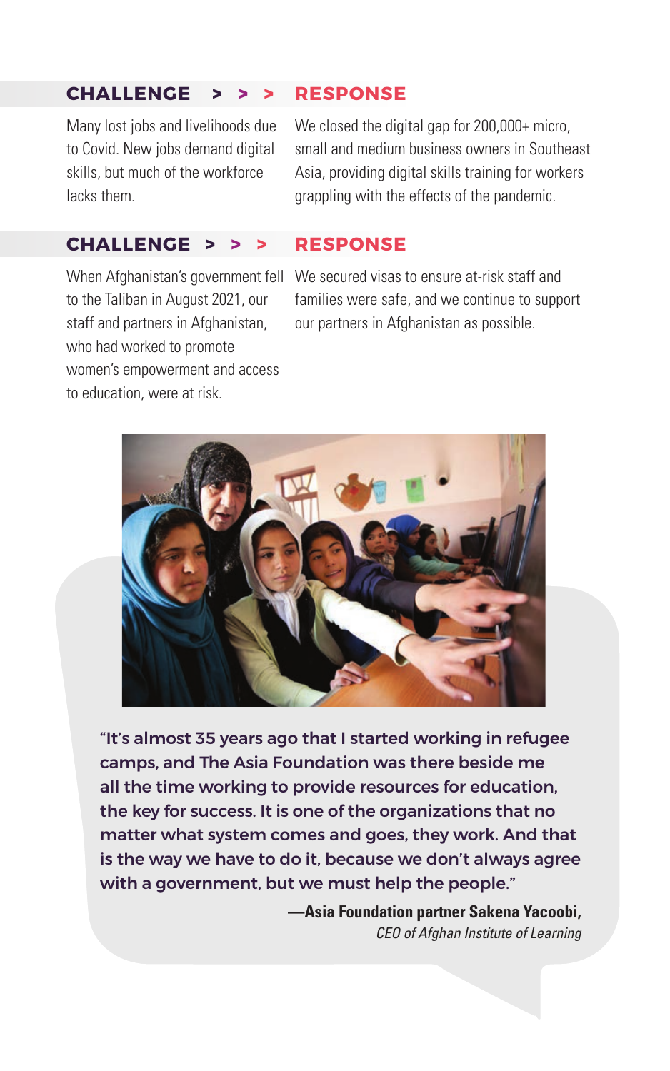**CHALLENGE > > > RESPONSE**

| CHALLENGE | RESPONSE |
| --- | --- |
| Many lost jobs and livelihoods due to Covid. New jobs demand digital skills, but much of the workforce lacks them. | We closed the digital gap for 200,000+ micro, small and medium business owners in Southeast Asia, providing digital skills training for workers grappling with the effects of the pandemic. |
| When Afghanistan's government fell to the Taliban in August 2021, our staff and partners in Afghanistan, who had worked to promote women's empowerment and access to education, were at risk. | We secured visas to ensure at-risk staff and families were safe, and we continue to support our partners in Afghanistan as possible. |

**"It's almost 35 years ago that I started working in refugee camps, and The Asia Foundation was there beside me all the time working to provide resources for education, the key for success. It is one of the organizations that no matter what system comes and goes, they work. And that is the way we have to do it, because we don't always agree with a government, but we must help the people."**

**—Asia Foundation partner Sakena Yacoobi,**
*CEO of Afghan Institute of Learning*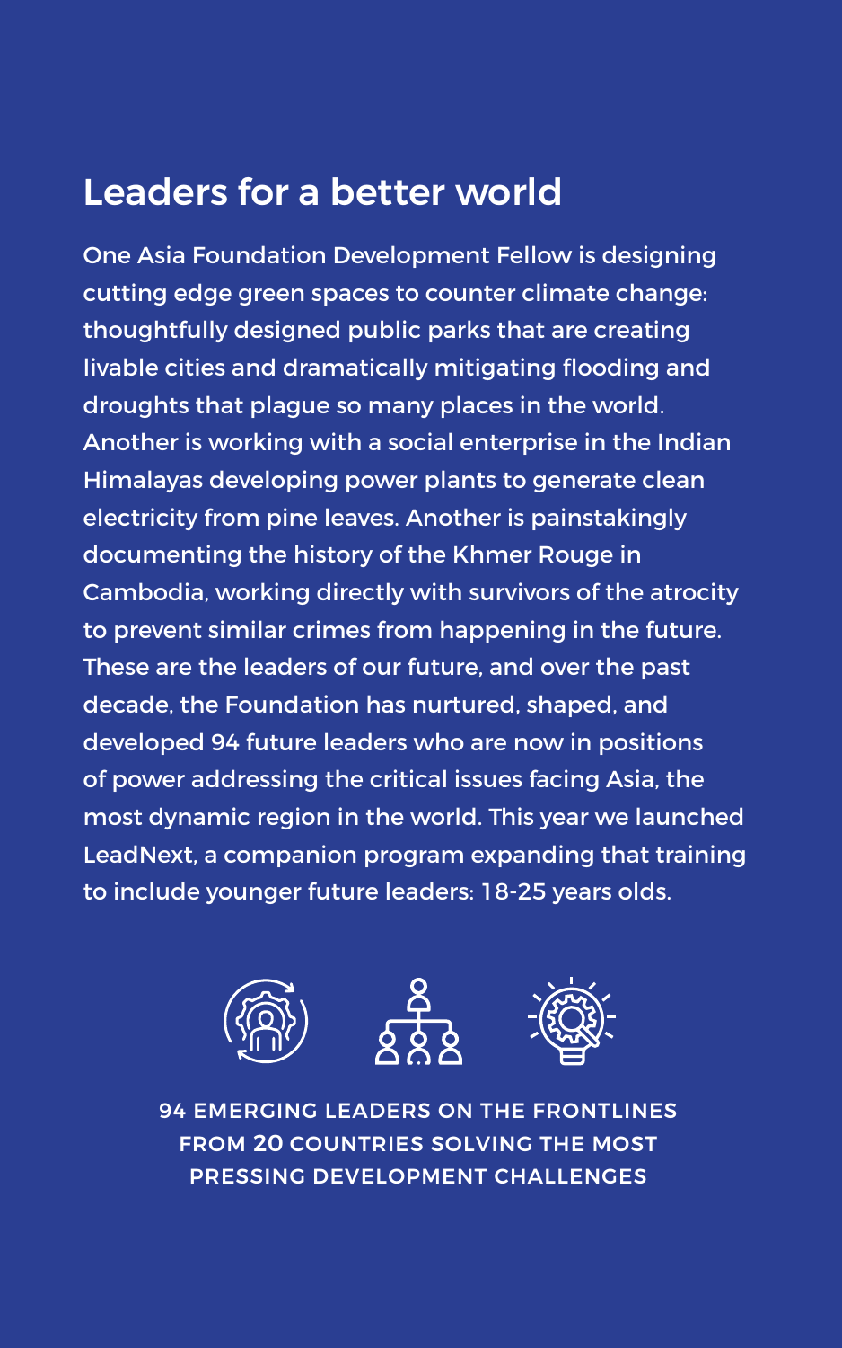## Leaders for a better world

One Asia Foundation Development Fellow is designing cutting edge green spaces to counter climate change: thoughtfully designed public parks that are creating livable cities and dramatically mitigating flooding and droughts that plague so many places in the world. Another is working with a social enterprise in the Indian Himalayas developing power plants to generate clean electricity from pine leaves. Another is painstakingly documenting the history of the Khmer Rouge in Cambodia, working directly with survivors of the atrocity to prevent similar crimes from happening in the future. These are the leaders of our future, and over the past decade, the Foundation has nurtured, shaped, and developed 94 future leaders who are now in positions of power addressing the critical issues facing Asia, the most dynamic region in the world. This year we launched LeadNext, a companion program expanding that training to include younger future leaders: 18-25 years olds.

94 EMERGING LEADERS ON THE FRONTLINES FROM 20 COUNTRIES SOLVING THE MOST PRESSING DEVELOPMENT CHALLENGES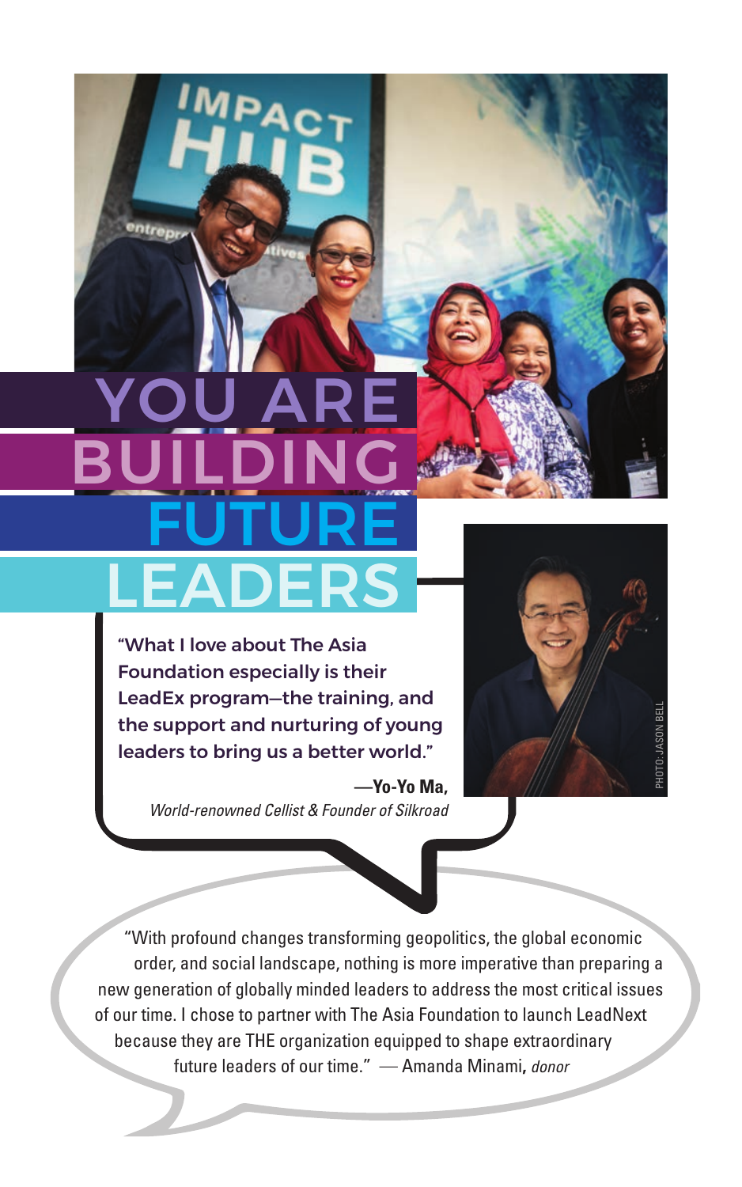# YOU ARE BUILDING FUTURE LEADERS

**"What I love about The Asia Foundation especially is their LeadEx program—the training, and the support and nurturing of young leaders to bring us a better world."**

**—Yo-Yo Ma,**
*World-renowned Cellist & Founder of Silkroad*

PHOTO: JASON BELL

"With profound changes transforming geopolitics, the global economic order, and social landscape, nothing is more imperative than preparing a new generation of globally minded leaders to address the most critical issues of our time. I chose to partner with The Asia Foundation to launch LeadNext because they are THE organization equipped to shape extraordinary future leaders of our time." — Amanda Minami, *donor*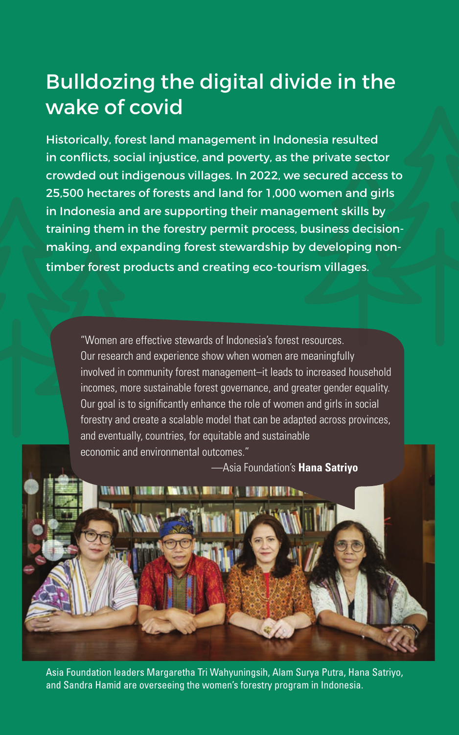# Bulldozing the digital divide in the wake of covid

Historically, forest land management in Indonesia resulted in conflicts, social injustice, and poverty, as the private sector crowded out indigenous villages. In 2022, we secured access to 25,500 hectares of forests and land for 1,000 women and girls in Indonesia and are supporting their management skills by training them in the forestry permit process, business decision-making, and expanding forest stewardship by developing non-timber forest products and creating eco-tourism villages.

> "Women are effective stewards of Indonesia's forest resources. Our research and experience show when women are meaningfully involved in community forest management–it leads to increased household incomes, more sustainable forest governance, and greater gender equality. Our goal is to significantly enhance the role of women and girls in social forestry and create a scalable model that can be adapted across provinces, and eventually, countries, for equitable and sustainable economic and environmental outcomes."
>
> —Asia Foundation's **Hana Satriyo**

Asia Foundation leaders Margaretha Tri Wahyuningsih, Alam Surya Putra, Hana Satriyo, and Sandra Hamid are overseeing the women's forestry program in Indonesia.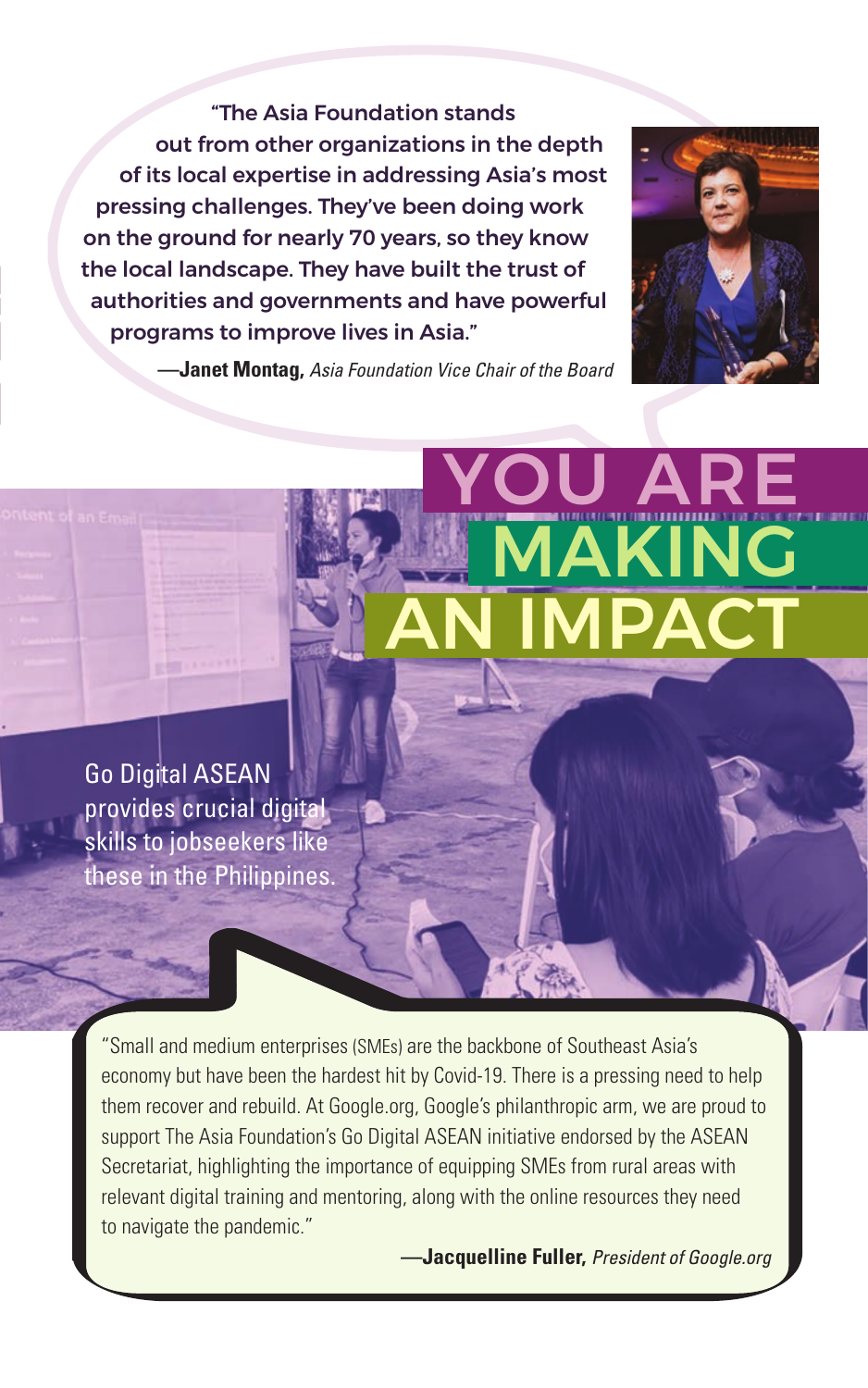"The Asia Foundation stands out from other organizations in the depth of its local expertise in addressing Asia's most pressing challenges. They've been doing work on the ground for nearly 70 years, so they know the local landscape. They have built the trust of authorities and governments and have powerful programs to improve lives in Asia."

—**Janet Montag,** *Asia Foundation Vice Chair of the Board*

# YOU ARE MAKING AN IMPACT

Go Digital ASEAN provides crucial digital skills to jobseekers like these in the Philippines.

"Small and medium enterprises (SMEs) are the backbone of Southeast Asia's economy but have been the hardest hit by Covid-19. There is a pressing need to help them recover and rebuild. At Google.org, Google's philanthropic arm, we are proud to support The Asia Foundation's Go Digital ASEAN initiative endorsed by the ASEAN Secretariat, highlighting the importance of equipping SMEs from rural areas with relevant digital training and mentoring, along with the online resources they need to navigate the pandemic."

—**Jacquelline Fuller,** *President of Google.org*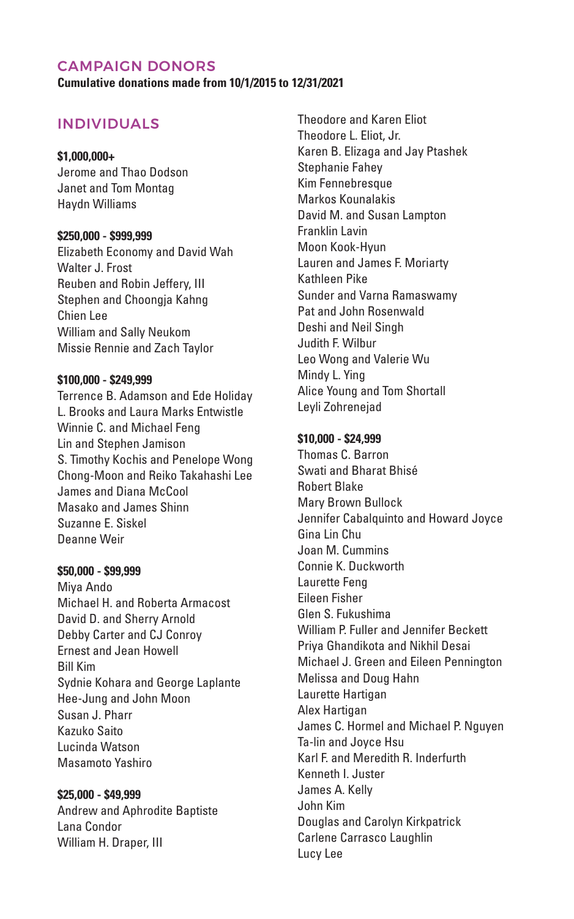## CAMPAIGN DONORS

**Cumulative donations made from 10/1/2015 to 12/31/2021**

### INDIVIDUALS

**$1,000,000+**

Jerome and Thao Dodson
Janet and Tom Montag
Haydn Williams

**$250,000 - $999,999**

Elizabeth Economy and David Wah
Walter J. Frost
Reuben and Robin Jeffery, III
Stephen and Choongja Kahng
Chien Lee
William and Sally Neukom
Missie Rennie and Zach Taylor

**$100,000 - $249,999**

Terrence B. Adamson and Ede Holiday
L. Brooks and Laura Marks Entwistle
Winnie C. and Michael Feng
Lin and Stephen Jamison
S. Timothy Kochis and Penelope Wong
Chong-Moon and Reiko Takahashi Lee
James and Diana McCool
Masako and James Shinn
Suzanne E. Siskel
Deanne Weir

**$50,000 - $99,999**

Miya Ando
Michael H. and Roberta Armacost
David D. and Sherry Arnold
Debby Carter and CJ Conroy
Ernest and Jean Howell
Bill Kim
Sydnie Kohara and George Laplante
Hee-Jung and John Moon
Susan J. Pharr
Kazuko Saito
Lucinda Watson
Masamoto Yashiro

**$25,000 - $49,999**

Andrew and Aphrodite Baptiste
Lana Condor
William H. Draper, III
Theodore and Karen Eliot
Theodore L. Eliot, Jr.
Karen B. Elizaga and Jay Ptashek
Stephanie Fahey
Kim Fennebresque
Markos Kounalakis
David M. and Susan Lampton
Franklin Lavin
Moon Kook-Hyun
Lauren and James F. Moriarty
Kathleen Pike
Sunder and Varna Ramaswamy
Pat and John Rosenwald
Deshi and Neil Singh
Judith F. Wilbur
Leo Wong and Valerie Wu
Mindy L. Ying
Alice Young and Tom Shortall
Leyli Zohrenejad

**$10,000 - $24,999**

Thomas C. Barron
Swati and Bharat Bhisé
Robert Blake
Mary Brown Bullock
Jennifer Cabalquinto and Howard Joyce
Gina Lin Chu
Joan M. Cummins
Connie K. Duckworth
Laurette Feng
Eileen Fisher
Glen S. Fukushima
William P. Fuller and Jennifer Beckett
Priya Ghandikota and Nikhil Desai
Michael J. Green and Eileen Pennington
Melissa and Doug Hahn
Laurette Hartigan
Alex Hartigan
James C. Hormel and Michael P. Nguyen
Ta-lin and Joyce Hsu
Karl F. and Meredith R. Inderfurth
Kenneth I. Juster
James A. Kelly
John Kim
Douglas and Carolyn Kirkpatrick
Carlene Carrasco Laughlin
Lucy Lee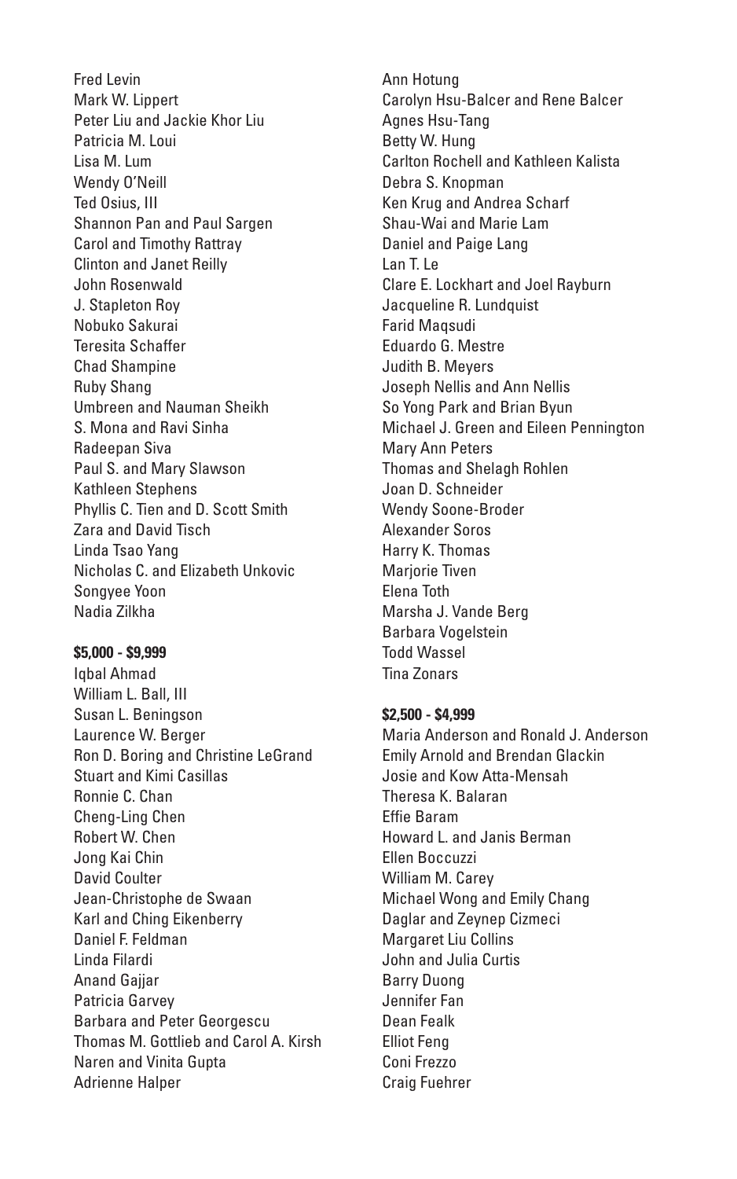Fred Levin
Mark W. Lippert
Peter Liu and Jackie Khor Liu
Patricia M. Loui
Lisa M. Lum
Wendy O'Neill
Ted Osius, III
Shannon Pan and Paul Sargen
Carol and Timothy Rattray
Clinton and Janet Reilly
John Rosenwald
J. Stapleton Roy
Nobuko Sakurai
Teresita Schaffer
Chad Shampine
Ruby Shang
Umbreen and Nauman Sheikh
S. Mona and Ravi Sinha
Radeepan Siva
Paul S. and Mary Slawson
Kathleen Stephens
Phyllis C. Tien and D. Scott Smith
Zara and David Tisch
Linda Tsao Yang
Nicholas C. and Elizabeth Unkovic
Songyee Yoon
Nadia Zilkha

**$5,000 - $9,999**

Iqbal Ahmad
William L. Ball, III
Susan L. Beningson
Laurence W. Berger
Ron D. Boring and Christine LeGrand
Stuart and Kimi Casillas
Ronnie C. Chan
Cheng-Ling Chen
Robert W. Chen
Jong Kai Chin
David Coulter
Jean-Christophe de Swaan
Karl and Ching Eikenberry
Daniel F. Feldman
Linda Filardi
Anand Gajjar
Patricia Garvey
Barbara and Peter Georgescu
Thomas M. Gottlieb and Carol A. Kirsh
Naren and Vinita Gupta
Adrienne Halper
Ann Hotung
Carolyn Hsu-Balcer and Rene Balcer
Agnes Hsu-Tang
Betty W. Hung
Carlton Rochell and Kathleen Kalista
Debra S. Knopman
Ken Krug and Andrea Scharf
Shau-Wai and Marie Lam
Daniel and Paige Lang
Lan T. Le
Clare E. Lockhart and Joel Rayburn
Jacqueline R. Lundquist
Farid Maqsudi
Eduardo G. Mestre
Judith B. Meyers
Joseph Nellis and Ann Nellis
So Yong Park and Brian Byun
Michael J. Green and Eileen Pennington
Mary Ann Peters
Thomas and Shelagh Rohlen
Joan D. Schneider
Wendy Soone-Broder
Alexander Soros
Harry K. Thomas
Marjorie Tiven
Elena Toth
Marsha J. Vande Berg
Barbara Vogelstein
Todd Wassel
Tina Zonars

**$2,500 - $4,999**

Maria Anderson and Ronald J. Anderson
Emily Arnold and Brendan Glackin
Josie and Kow Atta-Mensah
Theresa K. Balaran
Effie Baram
Howard L. and Janis Berman
Ellen Boccuzzi
William M. Carey
Michael Wong and Emily Chang
Daglar and Zeynep Cizmeci
Margaret Liu Collins
John and Julia Curtis
Barry Duong
Jennifer Fan
Dean Fealk
Elliot Feng
Coni Frezzo
Craig Fuehrer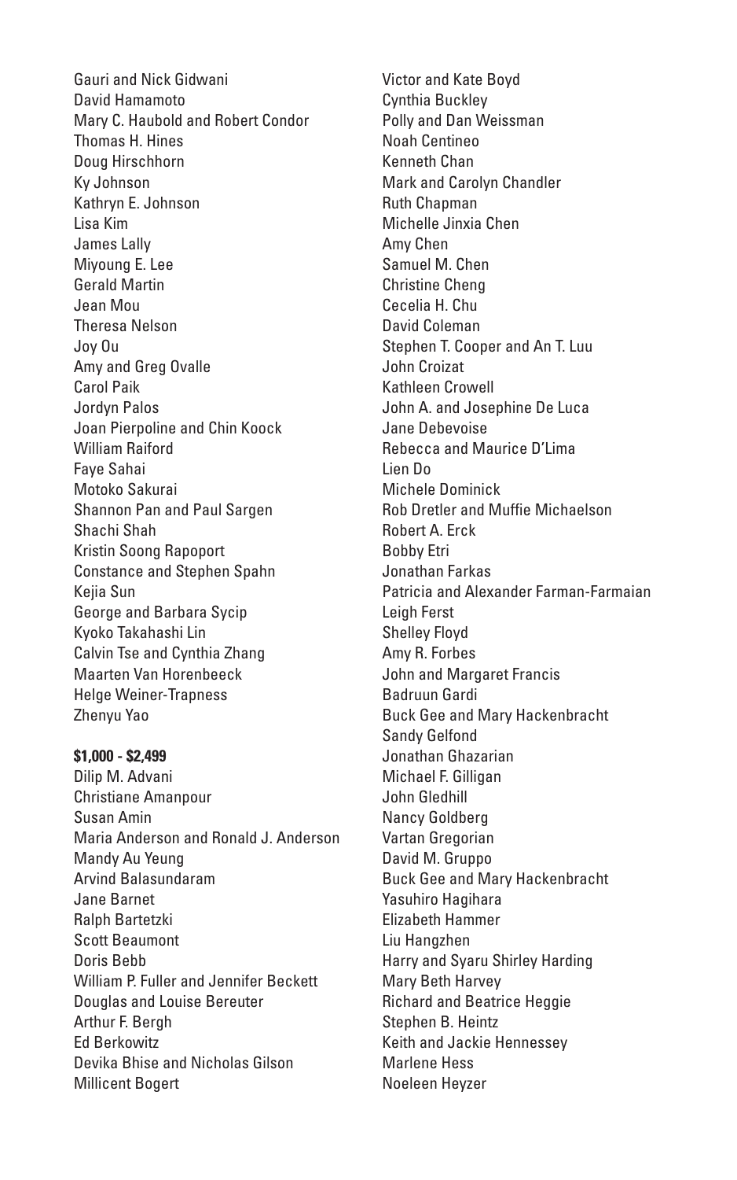Gauri and Nick Gidwani
David Hamamoto
Mary C. Haubold and Robert Condor
Thomas H. Hines
Doug Hirschhorn
Ky Johnson
Kathryn E. Johnson
Lisa Kim
James Lally
Miyoung E. Lee
Gerald Martin
Jean Mou
Theresa Nelson
Joy Ou
Amy and Greg Ovalle
Carol Paik
Jordyn Palos
Joan Pierpoline and Chin Koock
William Raiford
Faye Sahai
Motoko Sakurai
Shannon Pan and Paul Sargen
Shachi Shah
Kristin Soong Rapoport
Constance and Stephen Spahn
Kejia Sun
George and Barbara Sycip
Kyoko Takahashi Lin
Calvin Tse and Cynthia Zhang
Maarten Van Horenbeeck
Helge Weiner-Trapness
Zhenyu Yao

**$1,000 - $2,499**

Dilip M. Advani
Christiane Amanpour
Susan Amin
Maria Anderson and Ronald J. Anderson
Mandy Au Yeung
Arvind Balasundaram
Jane Barnet
Ralph Bartetzki
Scott Beaumont
Doris Bebb
William P. Fuller and Jennifer Beckett
Douglas and Louise Bereuter
Arthur F. Bergh
Ed Berkowitz
Devika Bhise and Nicholas Gilson
Millicent Bogert
Victor and Kate Boyd
Cynthia Buckley
Polly and Dan Weissman
Noah Centineo
Kenneth Chan
Mark and Carolyn Chandler
Ruth Chapman
Michelle Jinxia Chen
Amy Chen
Samuel M. Chen
Christine Cheng
Cecelia H. Chu
David Coleman
Stephen T. Cooper and An T. Luu
John Croizat
Kathleen Crowell
John A. and Josephine De Luca
Jane Debevoise
Rebecca and Maurice D'Lima
Lien Do
Michele Dominick
Rob Dretler and Muffie Michaelson
Robert A. Erck
Bobby Etri
Jonathan Farkas
Patricia and Alexander Farman-Farmaian
Leigh Ferst
Shelley Floyd
Amy R. Forbes
John and Margaret Francis
Badruun Gardi
Buck Gee and Mary Hackenbracht
Sandy Gelfond
Jonathan Ghazarian
Michael F. Gilligan
John Gledhill
Nancy Goldberg
Vartan Gregorian
David M. Gruppo
Buck Gee and Mary Hackenbracht
Yasuhiro Hagihara
Elizabeth Hammer
Liu Hangzhen
Harry and Syaru Shirley Harding
Mary Beth Harvey
Richard and Beatrice Heggie
Stephen B. Heintz
Keith and Jackie Hennessey
Marlene Hess
Noeleen Heyzer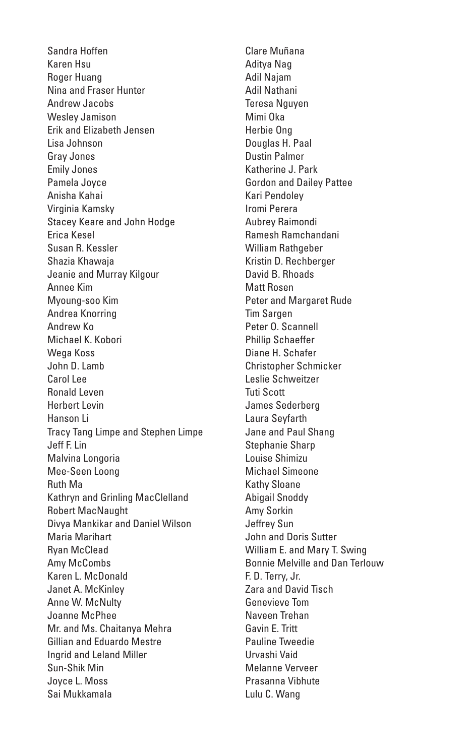Sandra Hoffen
Karen Hsu
Roger Huang
Nina and Fraser Hunter
Andrew Jacobs
Wesley Jamison
Erik and Elizabeth Jensen
Lisa Johnson
Gray Jones
Emily Jones
Pamela Joyce
Anisha Kahai
Virginia Kamsky
Stacey Keare and John Hodge
Erica Kesel
Susan R. Kessler
Shazia Khawaja
Jeanie and Murray Kilgour
Annee Kim
Myoung-soo Kim
Andrea Knorring
Andrew Ko
Michael K. Kobori
Wega Koss
John D. Lamb
Carol Lee
Ronald Leven
Herbert Levin
Hanson Li
Tracy Tang Limpe and Stephen Limpe
Jeff F. Lin
Malvina Longoria
Mee-Seen Loong
Ruth Ma
Kathryn and Grinling MacClelland
Robert MacNaught
Divya Mankikar and Daniel Wilson
Maria Marihart
Ryan McClead
Amy McCombs
Karen L. McDonald
Janet A. McKinley
Anne W. McNulty
Joanne McPhee
Mr. and Ms. Chaitanya Mehra
Gillian and Eduardo Mestre
Ingrid and Leland Miller
Sun-Shik Min
Joyce L. Moss
Sai Mukkamala
Clare Muñana
Aditya Nag
Adil Najam
Adil Nathani
Teresa Nguyen
Mimi Oka
Herbie Ong
Douglas H. Paal
Dustin Palmer
Katherine J. Park
Gordon and Dailey Pattee
Kari Pendoley
Iromi Perera
Aubrey Raimondi
Ramesh Ramchandani
William Rathgeber
Kristin D. Rechberger
David B. Rhoads
Matt Rosen
Peter and Margaret Rude
Tim Sargen
Peter O. Scannell
Phillip Schaeffer
Diane H. Schafer
Christopher Schmicker
Leslie Schweitzer
Tuti Scott
James Sederberg
Laura Seyfarth
Jane and Paul Shang
Stephanie Sharp
Louise Shimizu
Michael Simeone
Kathy Sloane
Abigail Snoddy
Amy Sorkin
Jeffrey Sun
John and Doris Sutter
William E. and Mary T. Swing
Bonnie Melville and Dan Terlouw
F. D. Terry, Jr.
Zara and David Tisch
Genevieve Tom
Naveen Trehan
Gavin E. Tritt
Pauline Tweedie
Urvashi Vaid
Melanne Verveer
Prasanna Vibhute
Lulu C. Wang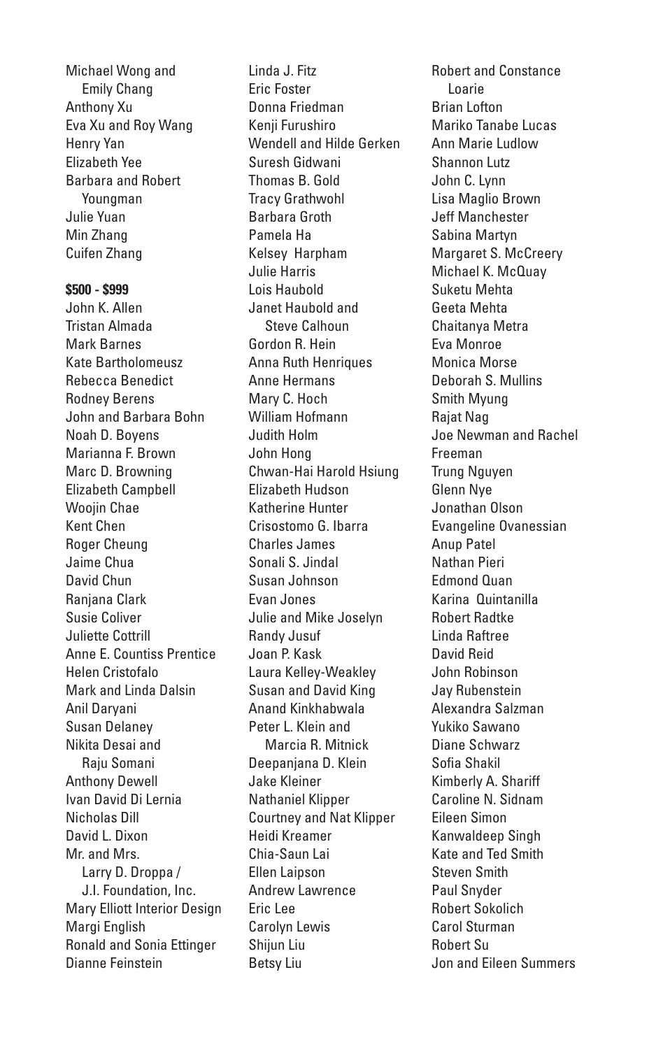Michael Wong and Emily Chang
Anthony Xu
Eva Xu and Roy Wang
Henry Yan
Elizabeth Yee
Barbara and Robert Youngman
Julie Yuan
Min Zhang
Cuifen Zhang

**$500 - $999**

John K. Allen
Tristan Almada
Mark Barnes
Kate Bartholomeusz
Rebecca Benedict
Rodney Berens
John and Barbara Bohn
Noah D. Boyens
Marianna F. Brown
Marc D. Browning
Elizabeth Campbell
Woojin Chae
Kent Chen
Roger Cheung
Jaime Chua
David Chun
Ranjana Clark
Susie Coliver
Juliette Cottrill
Anne E. Countiss Prentice
Helen Cristofalo
Mark and Linda Dalsin
Anil Daryani
Susan Delaney
Nikita Desai and Raju Somani
Anthony Dewell
Ivan David Di Lernia
Nicholas Dill
David L. Dixon
Mr. and Mrs. Larry D. Droppa / J.I. Foundation, Inc.
Mary Elliott Interior Design
Margi English
Ronald and Sonia Ettinger
Dianne Feinstein
Linda J. Fitz
Eric Foster
Donna Friedman
Kenji Furushiro
Wendell and Hilde Gerken
Suresh Gidwani
Thomas B. Gold
Tracy Grathwohl
Barbara Groth
Pamela Ha
Kelsey Harpham
Julie Harris
Lois Haubold
Janet Haubold and Steve Calhoun
Gordon R. Hein
Anna Ruth Henriques
Anne Hermans
Mary C. Hoch
William Hofmann
Judith Holm
John Hong
Chwan-Hai Harold Hsiung
Elizabeth Hudson
Katherine Hunter
Crisostomo G. Ibarra
Charles James
Sonali S. Jindal
Susan Johnson
Evan Jones
Julie and Mike Joselyn
Randy Jusuf
Joan P. Kask
Laura Kelley-Weakley
Susan and David King
Anand Kinkhabwala
Peter L. Klein and Marcia R. Mitnick
Deepanjana D. Klein
Jake Kleiner
Nathaniel Klipper
Courtney and Nat Klipper
Heidi Kreamer
Chia-Saun Lai
Ellen Laipson
Andrew Lawrence
Eric Lee
Carolyn Lewis
Shijun Liu
Betsy Liu
Robert and Constance Loarie
Brian Lofton
Mariko Tanabe Lucas
Ann Marie Ludlow
Shannon Lutz
John C. Lynn
Lisa Maglio Brown
Jeff Manchester
Sabina Martyn
Margaret S. McCreery
Michael K. McQuay
Suketu Mehta
Geeta Mehta
Chaitanya Metra
Eva Monroe
Monica Morse
Deborah S. Mullins
Smith Myung
Rajat Nag
Joe Newman and Rachel Freeman
Trung Nguyen
Glenn Nye
Jonathan Olson
Evangeline Ovanessian
Anup Patel
Nathan Pieri
Edmond Quan
Karina Quintanilla
Robert Radtke
Linda Raftree
David Reid
John Robinson
Jay Rubenstein
Alexandra Salzman
Yukiko Sawano
Diane Schwarz
Sofia Shakil
Kimberly A. Shariff
Caroline N. Sidnam
Eileen Simon
Kanwaldeep Singh
Kate and Ted Smith
Steven Smith
Paul Snyder
Robert Sokolich
Carol Sturman
Robert Su
Jon and Eileen Summers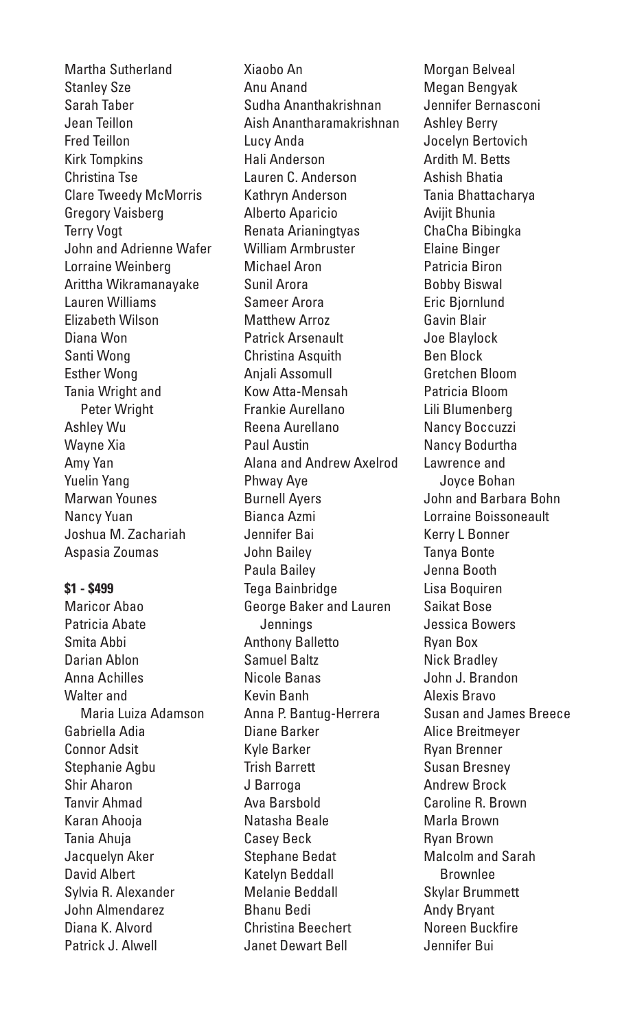Martha Sutherland
Stanley Sze
Sarah Taber
Jean Teillon
Fred Teillon
Kirk Tompkins
Christina Tse
Clare Tweedy McMorris
Gregory Vaisberg
Terry Vogt
John and Adrienne Wafer
Lorraine Weinberg
Arittha Wikramanayake
Lauren Williams
Elizabeth Wilson
Diana Won
Santi Wong
Esther Wong
Tania Wright and Peter Wright
Ashley Wu
Wayne Xia
Amy Yan
Yuelin Yang
Marwan Younes
Nancy Yuan
Joshua M. Zachariah
Aspasia Zoumas

**$1 - $499**

Maricor Abao
Patricia Abate
Smita Abbi
Darian Ablon
Anna Achilles
Walter and Maria Luiza Adamson
Gabriella Adia
Connor Adsit
Stephanie Agbu
Shir Aharon
Tanvir Ahmad
Karan Ahooja
Tania Ahuja
Jacquelyn Aker
David Albert
Sylvia R. Alexander
John Almendarez
Diana K. Alvord
Patrick J. Alwell
Xiaobo An
Anu Anand
Sudha Ananthakrishnan
Aish Anantharamakrishnan
Lucy Anda
Hali Anderson
Lauren C. Anderson
Kathryn Anderson
Alberto Aparicio
Renata Arianingtyas
William Armbruster
Michael Aron
Sunil Arora
Sameer Arora
Matthew Arroz
Patrick Arsenault
Christina Asquith
Anjali Assomull
Kow Atta-Mensah
Frankie Aurellano
Reena Aurellano
Paul Austin
Alana and Andrew Axelrod
Phway Aye
Burnell Ayers
Bianca Azmi
Jennifer Bai
John Bailey
Paula Bailey
Tega Bainbridge
George Baker and Lauren Jennings
Anthony Balletto
Samuel Baltz
Nicole Banas
Kevin Banh
Anna P. Bantug-Herrera
Diane Barker
Kyle Barker
Trish Barrett
J Barroga
Ava Barsbold
Natasha Beale
Casey Beck
Stephane Bedat
Katelyn Beddall
Melanie Beddall
Bhanu Bedi
Christina Beechert
Janet Dewart Bell
Morgan Belveal
Megan Bengyak
Jennifer Bernasconi
Ashley Berry
Jocelyn Bertovich
Ardith M. Betts
Ashish Bhatia
Tania Bhattacharya
Avijit Bhunia
ChaCha Bibingka
Elaine Binger
Patricia Biron
Bobby Biswal
Eric Bjornlund
Gavin Blair
Joe Blaylock
Ben Block
Gretchen Bloom
Patricia Bloom
Lili Blumenberg
Nancy Boccuzzi
Nancy Bodurtha
Lawrence and Joyce Bohan
John and Barbara Bohn
Lorraine Boissoneault
Kerry L Bonner
Tanya Bonte
Jenna Booth
Lisa Boquiren
Saikat Bose
Jessica Bowers
Ryan Box
Nick Bradley
John J. Brandon
Alexis Bravo
Susan and James Breece
Alice Breitmeyer
Ryan Brenner
Susan Bresney
Andrew Brock
Caroline R. Brown
Marla Brown
Ryan Brown
Malcolm and Sarah Brownlee
Skylar Brummett
Andy Bryant
Noreen Buckfire
Jennifer Bui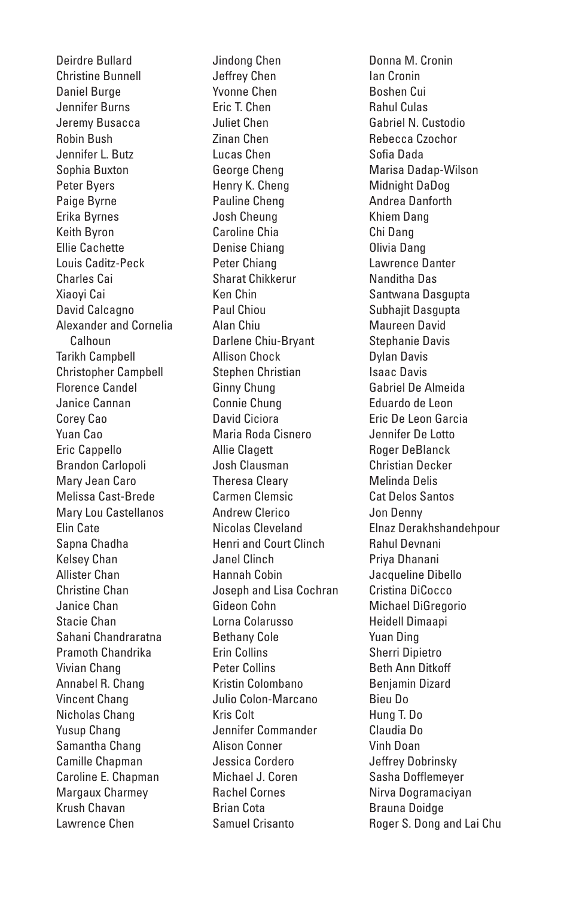Deirdre Bullard
Christine Bunnell
Daniel Burge
Jennifer Burns
Jeremy Busacca
Robin Bush
Jennifer L. Butz
Sophia Buxton
Peter Byers
Paige Byrne
Erika Byrnes
Keith Byron
Ellie Cachette
Louis Caditz-Peck
Charles Cai
Xiaoyi Cai
David Calcagno
Alexander and Cornelia Calhoun
Tarikh Campbell
Christopher Campbell
Florence Candel
Janice Cannan
Corey Cao
Yuan Cao
Eric Cappello
Brandon Carlopoli
Mary Jean Caro
Melissa Cast-Brede
Mary Lou Castellanos
Elin Cate
Sapna Chadha
Kelsey Chan
Allister Chan
Christine Chan
Janice Chan
Stacie Chan
Sahani Chandraratna
Pramoth Chandrika
Vivian Chang
Annabel R. Chang
Vincent Chang
Nicholas Chang
Yusup Chang
Samantha Chang
Camille Chapman
Caroline E. Chapman
Margaux Charmey
Krush Chavan
Lawrence Chen
Jindong Chen
Jeffrey Chen
Yvonne Chen
Eric T. Chen
Juliet Chen
Zinan Chen
Lucas Chen
George Cheng
Henry K. Cheng
Pauline Cheng
Josh Cheung
Caroline Chia
Denise Chiang
Peter Chiang
Sharat Chikkerur
Ken Chin
Paul Chiou
Alan Chiu
Darlene Chiu-Bryant
Allison Chock
Stephen Christian
Ginny Chung
Connie Chung
David Ciciora
Maria Roda Cisnero
Allie Clagett
Josh Clausman
Theresa Cleary
Carmen Clemsic
Andrew Clerico
Nicolas Cleveland
Henri and Court Clinch
Janel Clinch
Hannah Cobin
Joseph and Lisa Cochran
Gideon Cohn
Lorna Colarusso
Bethany Cole
Erin Collins
Peter Collins
Kristin Colombano
Julio Colon-Marcano
Kris Colt
Jennifer Commander
Alison Conner
Jessica Cordero
Michael J. Coren
Rachel Cornes
Brian Cota
Samuel Crisanto
Donna M. Cronin
Ian Cronin
Boshen Cui
Rahul Culas
Gabriel N. Custodio
Rebecca Czochor
Sofia Dada
Marisa Dadap-Wilson
Midnight DaDog
Andrea Danforth
Khiem Dang
Chi Dang
Olivia Dang
Lawrence Danter
Nanditha Das
Santwana Dasgupta
Subhajit Dasgupta
Maureen David
Stephanie Davis
Dylan Davis
Isaac Davis
Gabriel De Almeida
Eduardo de Leon
Eric De Leon Garcia
Jennifer De Lotto
Roger DeBlanck
Christian Decker
Melinda Delis
Cat Delos Santos
Jon Denny
Elnaz Derakhshandehpour
Rahul Devnani
Priya Dhanani
Jacqueline Dibello
Cristina DiCocco
Michael DiGregorio
Heidell Dimaapi
Yuan Ding
Sherri Dipietro
Beth Ann Ditkoff
Benjamin Dizard
Bieu Do
Hung T. Do
Claudia Do
Vinh Doan
Jeffrey Dobrinsky
Sasha Dofflemeyer
Nirva Dogramaciyan
Brauna Doidge
Roger S. Dong and Lai Chu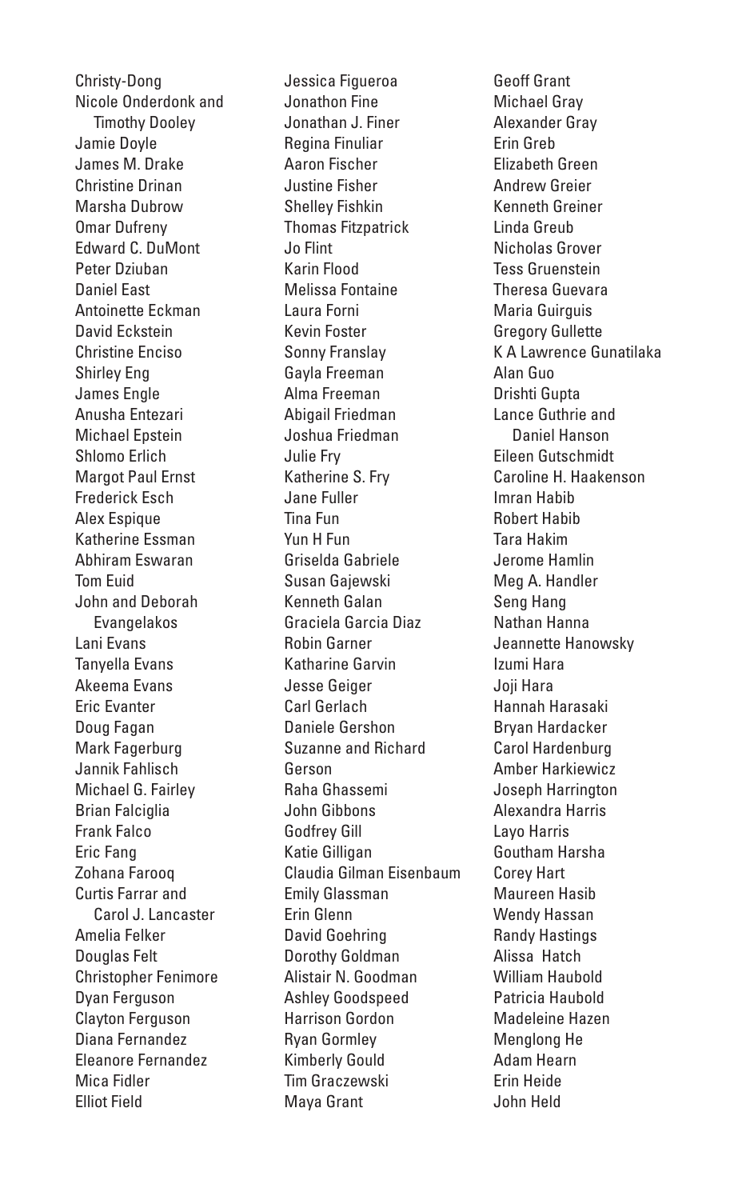Christy-Dong
Nicole Onderdonk and Timothy Dooley
Jamie Doyle
James M. Drake
Christine Drinan
Marsha Dubrow
Omar Dufreny
Edward C. DuMont
Peter Dziuban
Daniel East
Antoinette Eckman
David Eckstein
Christine Enciso
Shirley Eng
James Engle
Anusha Entezari
Michael Epstein
Shlomo Erlich
Margot Paul Ernst
Frederick Esch
Alex Espique
Katherine Essman
Abhiram Eswaran
Tom Euid
John and Deborah Evangelakos
Lani Evans
Tanyella Evans
Akeema Evans
Eric Evanter
Doug Fagan
Mark Fagerburg
Jannik Fahlisch
Michael G. Fairley
Brian Falciglia
Frank Falco
Eric Fang
Zohana Farooq
Curtis Farrar and Carol J. Lancaster
Amelia Felker
Douglas Felt
Christopher Fenimore
Dyan Ferguson
Clayton Ferguson
Diana Fernandez
Eleanore Fernandez
Mica Fidler
Elliot Field
Jessica Figueroa
Jonathon Fine
Jonathan J. Finer
Regina Finuliar
Aaron Fischer
Justine Fisher
Shelley Fishkin
Thomas Fitzpatrick
Jo Flint
Karin Flood
Melissa Fontaine
Laura Forni
Kevin Foster
Sonny Franslay
Gayla Freeman
Alma Freeman
Abigail Friedman
Joshua Friedman
Julie Fry
Katherine S. Fry
Jane Fuller
Tina Fun
Yun H Fun
Griselda Gabriele
Susan Gajewski
Kenneth Galan
Graciela Garcia Diaz
Robin Garner
Katharine Garvin
Jesse Geiger
Carl Gerlach
Daniele Gershon
Suzanne and Richard Gerson
Raha Ghassemi
John Gibbons
Godfrey Gill
Katie Gilligan
Claudia Gilman Eisenbaum
Emily Glassman
Erin Glenn
David Goehring
Dorothy Goldman
Alistair N. Goodman
Ashley Goodspeed
Harrison Gordon
Ryan Gormley
Kimberly Gould
Tim Graczewski
Maya Grant
Geoff Grant
Michael Gray
Alexander Gray
Erin Greb
Elizabeth Green
Andrew Greier
Kenneth Greiner
Linda Greub
Nicholas Grover
Tess Gruenstein
Theresa Guevara
Maria Guirguis
Gregory Gullette
K A Lawrence Gunatilaka
Alan Guo
Drishti Gupta
Lance Guthrie and Daniel Hanson
Eileen Gutschmidt
Caroline H. Haakenson
Imran Habib
Robert Habib
Tara Hakim
Jerome Hamlin
Meg A. Handler
Seng Hang
Nathan Hanna
Jeannette Hanowsky
Izumi Hara
Joji Hara
Hannah Harasaki
Bryan Hardacker
Carol Hardenburg
Amber Harkiewicz
Joseph Harrington
Alexandra Harris
Layo Harris
Goutham Harsha
Corey Hart
Maureen Hasib
Wendy Hassan
Randy Hastings
Alissa Hatch
William Haubold
Patricia Haubold
Madeleine Hazen
Menglong He
Adam Hearn
Erin Heide
John Held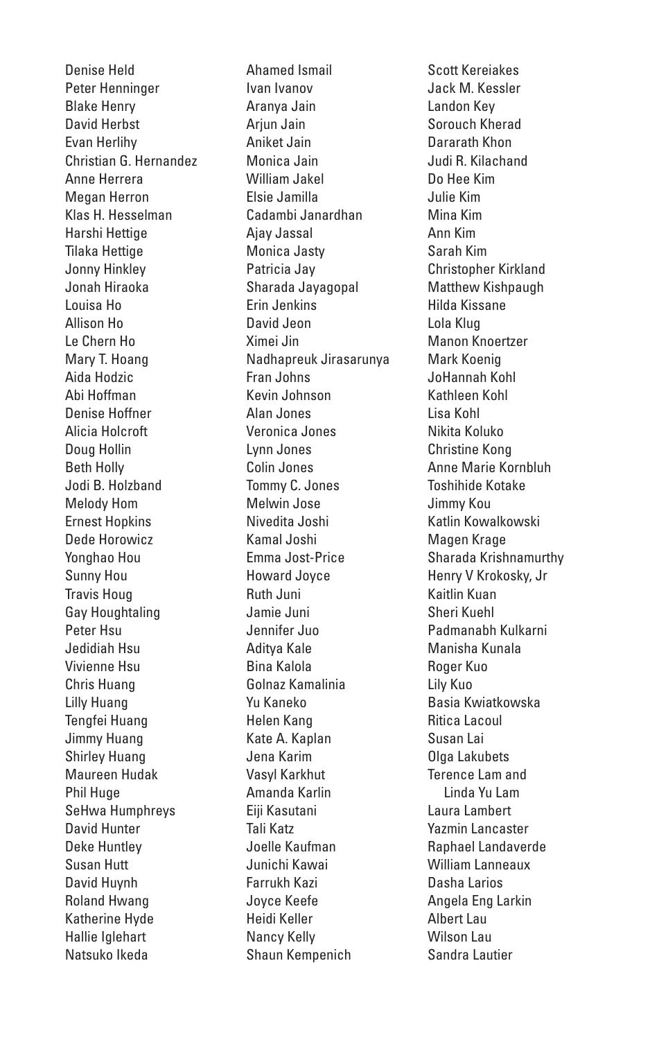Denise Held
Peter Henninger
Blake Henry
David Herbst
Evan Herlihy
Christian G. Hernandez
Anne Herrera
Megan Herron
Klas H. Hesselman
Harshi Hettige
Tilaka Hettige
Jonny Hinkley
Jonah Hiraoka
Louisa Ho
Allison Ho
Le Chern Ho
Mary T. Hoang
Aida Hodzic
Abi Hoffman
Denise Hoffner
Alicia Holcroft
Doug Hollin
Beth Holly
Jodi B. Holzband
Melody Hom
Ernest Hopkins
Dede Horowicz
Yonghao Hou
Sunny Hou
Travis Houg
Gay Houghtaling
Peter Hsu
Jedidiah Hsu
Vivienne Hsu
Chris Huang
Lilly Huang
Tengfei Huang
Jimmy Huang
Shirley Huang
Maureen Hudak
Phil Huge
SeHwa Humphreys
David Hunter
Deke Huntley
Susan Hutt
David Huynh
Roland Hwang
Katherine Hyde
Hallie Iglehart
Natsuko Ikeda
Ahamed Ismail
Ivan Ivanov
Aranya Jain
Arjun Jain
Aniket Jain
Monica Jain
William Jakel
Elsie Jamilla
Cadambi Janardhan
Ajay Jassal
Monica Jasty
Patricia Jay
Sharada Jayagopal
Erin Jenkins
David Jeon
Ximei Jin
Nadhapreuk Jirasarunya
Fran Johns
Kevin Johnson
Alan Jones
Veronica Jones
Lynn Jones
Colin Jones
Tommy C. Jones
Melwin Jose
Nivedita Joshi
Kamal Joshi
Emma Jost-Price
Howard Joyce
Ruth Juni
Jamie Juni
Jennifer Juo
Aditya Kale
Bina Kalola
Golnaz Kamalinia
Yu Kaneko
Helen Kang
Kate A. Kaplan
Jena Karim
Vasyl Karkhut
Amanda Karlin
Eiji Kasutani
Tali Katz
Joelle Kaufman
Junichi Kawai
Farrukh Kazi
Joyce Keefe
Heidi Keller
Nancy Kelly
Shaun Kempenich
Scott Kereiakes
Jack M. Kessler
Landon Key
Sorouch Kherad
Dararath Khon
Judi R. Kilachand
Do Hee Kim
Julie Kim
Mina Kim
Ann Kim
Sarah Kim
Christopher Kirkland
Matthew Kishpaugh
Hilda Kissane
Lola Klug
Manon Knoertzer
Mark Koenig
JoHannah Kohl
Kathleen Kohl
Lisa Kohl
Nikita Koluko
Christine Kong
Anne Marie Kornbluh
Toshihide Kotake
Jimmy Kou
Katlin Kowalkowski
Magen Krage
Sharada Krishnamurthy
Henry V Krokosky, Jr
Kaitlin Kuan
Sheri Kuehl
Padmanabh Kulkarni
Manisha Kunala
Roger Kuo
Lily Kuo
Basia Kwiatkowska
Ritica Lacoul
Susan Lai
Olga Lakubets
Terence Lam and
Linda Yu Lam
Laura Lambert
Yazmin Lancaster
Raphael Landaverde
William Lanneaux
Dasha Larios
Angela Eng Larkin
Albert Lau
Wilson Lau
Sandra Lautier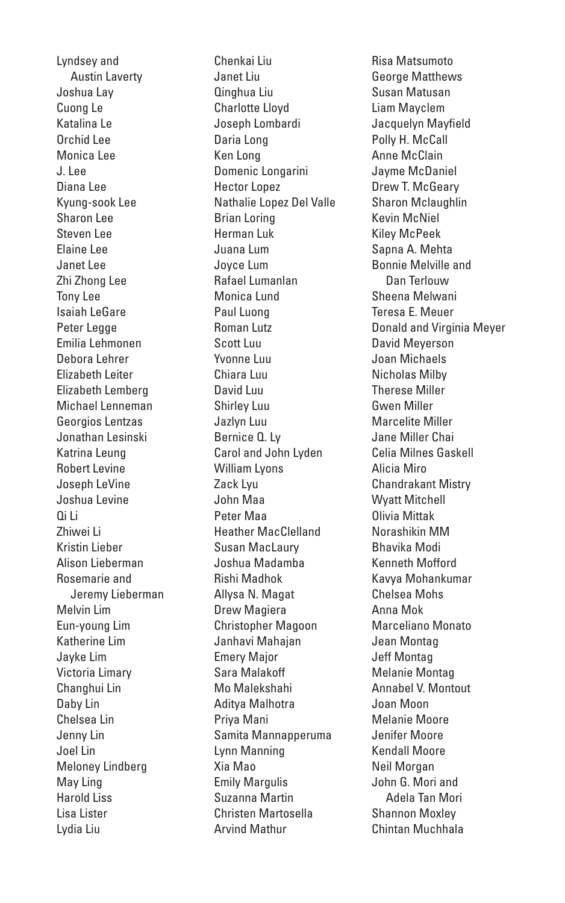Lyndsey and
Austin Laverty
Joshua Lay
Cuong Le
Katalina Le
Orchid Lee
Monica Lee
J. Lee
Diana Lee
Kyung-sook Lee
Sharon Lee
Steven Lee
Elaine Lee
Janet Lee
Zhi Zhong Lee
Tony Lee
Isaiah LeGare
Peter Legge
Emilia Lehmonen
Debora Lehrer
Elizabeth Leiter
Elizabeth Lemberg
Michael Lenneman
Georgios Lentzas
Jonathan Lesinski
Katrina Leung
Robert Levine
Joseph LeVine
Joshua Levine
Qi Li
Zhiwei Li
Kristin Lieber
Alison Lieberman
Rosemarie and
Jeremy Lieberman
Melvin Lim
Eun-young Lim
Katherine Lim
Jayke Lim
Victoria Limary
Changhui Lin
Daby Lin
Chelsea Lin
Jenny Lin
Joel Lin
Meloney Lindberg
May Ling
Harold Liss
Lisa Lister
Lydia Liu
Chenkai Liu
Janet Liu
Qinghua Liu
Charlotte Lloyd
Joseph Lombardi
Daria Long
Ken Long
Domenic Longarini
Hector Lopez
Nathalie Lopez Del Valle
Brian Loring
Herman Luk
Juana Lum
Joyce Lum
Rafael Lumanlan
Monica Lund
Paul Luong
Roman Lutz
Scott Luu
Yvonne Luu
Chiara Luu
David Luu
Shirley Luu
Jazlyn Luu
Bernice Q. Ly
Carol and John Lyden
William Lyons
Zack Lyu
John Maa
Peter Maa
Heather MacClelland
Susan MacLaury
Joshua Madamba
Rishi Madhok
Allysa N. Magat
Drew Magiera
Christopher Magoon
Janhavi Mahajan
Emery Major
Sara Malakoff
Mo Malekshahi
Aditya Malhotra
Priya Mani
Samita Mannapperuma
Lynn Manning
Xia Mao
Emily Margulis
Suzanna Martin
Christen Martosella
Arvind Mathur
Risa Matsumoto
George Matthews
Susan Matusan
Liam Mayclem
Jacquelyn Mayfield
Polly H. McCall
Anne McClain
Jayme McDaniel
Drew T. McGeary
Sharon Mclaughlin
Kevin McNiel
Kiley McPeek
Sapna A. Mehta
Bonnie Melville and
Dan Terlouw
Sheena Melwani
Teresa E. Meuer
Donald and Virginia Meyer
David Meyerson
Joan Michaels
Nicholas Milby
Therese Miller
Gwen Miller
Marcelite Miller
Jane Miller Chai
Celia Milnes Gaskell
Alicia Miro
Chandrakant Mistry
Wyatt Mitchell
Olivia Mittak
Norashikin MM
Bhavika Modi
Kenneth Mofford
Kavya Mohankumar
Chelsea Mohs
Anna Mok
Marceliano Monato
Jean Montag
Jeff Montag
Melanie Montag
Annabel V. Montout
Joan Moon
Melanie Moore
Jenifer Moore
Kendall Moore
Neil Morgan
John G. Mori and
Adela Tan Mori
Shannon Moxley
Chintan Muchhala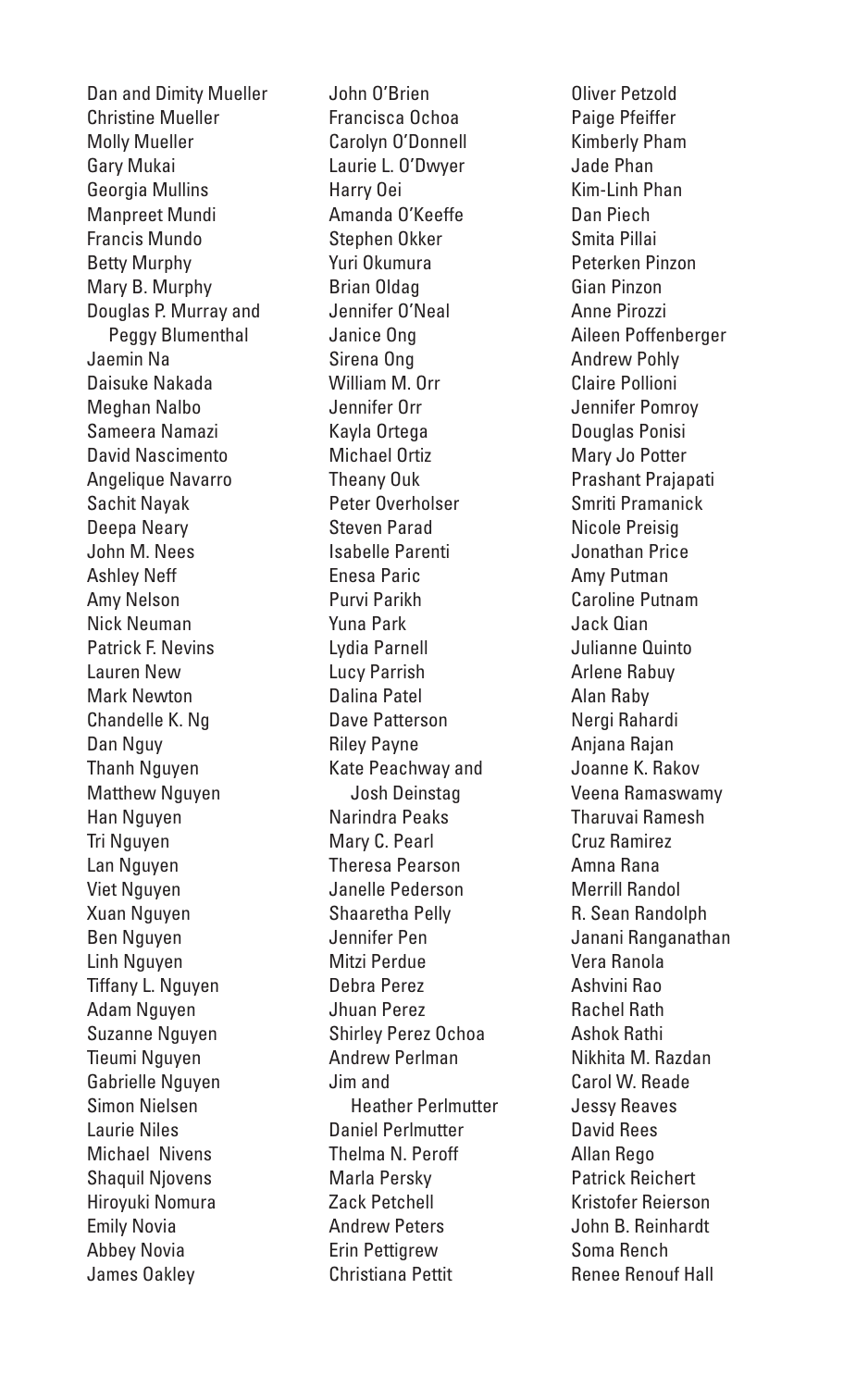Dan and Dimity Mueller
Christine Mueller
Molly Mueller
Gary Mukai
Georgia Mullins
Manpreet Mundi
Francis Mundo
Betty Murphy
Mary B. Murphy
Douglas P. Murray and Peggy Blumenthal
Jaemin Na
Daisuke Nakada
Meghan Nalbo
Sameera Namazi
David Nascimento
Angelique Navarro
Sachit Nayak
Deepa Neary
John M. Nees
Ashley Neff
Amy Nelson
Nick Neuman
Patrick F. Nevins
Lauren New
Mark Newton
Chandelle K. Ng
Dan Nguy
Thanh Nguyen
Matthew Nguyen
Han Nguyen
Tri Nguyen
Lan Nguyen
Viet Nguyen
Xuan Nguyen
Ben Nguyen
Linh Nguyen
Tiffany L. Nguyen
Adam Nguyen
Suzanne Nguyen
Tieumi Nguyen
Gabrielle Nguyen
Simon Nielsen
Laurie Niles
Michael Nivens
Shaquil Njovens
Hiroyuki Nomura
Emily Novia
Abbey Novia
James Oakley
John O'Brien
Francisca Ochoa
Carolyn O'Donnell
Laurie L. O'Dwyer
Harry Oei
Amanda O'Keeffe
Stephen Okker
Yuri Okumura
Brian Oldag
Jennifer O'Neal
Janice Ong
Sirena Ong
William M. Orr
Jennifer Orr
Kayla Ortega
Michael Ortiz
Theany Ouk
Peter Overholser
Steven Parad
Isabelle Parenti
Enesa Paric
Purvi Parikh
Yuna Park
Lydia Parnell
Lucy Parrish
Dalina Patel
Dave Patterson
Riley Payne
Kate Peachway and Josh Deinstag
Narindra Peaks
Mary C. Pearl
Theresa Pearson
Janelle Pederson
Shaaretha Pelly
Jennifer Pen
Mitzi Perdue
Debra Perez
Jhuan Perez
Shirley Perez Ochoa
Andrew Perlman
Jim and Heather Perlmutter
Daniel Perlmutter
Thelma N. Peroff
Marla Persky
Zack Petchell
Andrew Peters
Erin Pettigrew
Christiana Pettit
Oliver Petzold
Paige Pfeiffer
Kimberly Pham
Jade Phan
Kim-Linh Phan
Dan Piech
Smita Pillai
Peterken Pinzon
Gian Pinzon
Anne Pirozzi
Aileen Poffenberger
Andrew Pohly
Claire Pollioni
Jennifer Pomroy
Douglas Ponisi
Mary Jo Potter
Prashant Prajapati
Smriti Pramanick
Nicole Preisig
Jonathan Price
Amy Putman
Caroline Putnam
Jack Qian
Julianne Quinto
Arlene Rabuy
Alan Raby
Nergi Rahardi
Anjana Rajan
Joanne K. Rakov
Veena Ramaswamy
Tharuvai Ramesh
Cruz Ramirez
Amna Rana
Merrill Randol
R. Sean Randolph
Janani Ranganathan
Vera Ranola
Ashvini Rao
Rachel Rath
Ashok Rathi
Nikhita M. Razdan
Carol W. Reade
Jessy Reaves
David Rees
Allan Rego
Patrick Reichert
Kristofer Reierson
John B. Reinhardt
Soma Rench
Renee Renouf Hall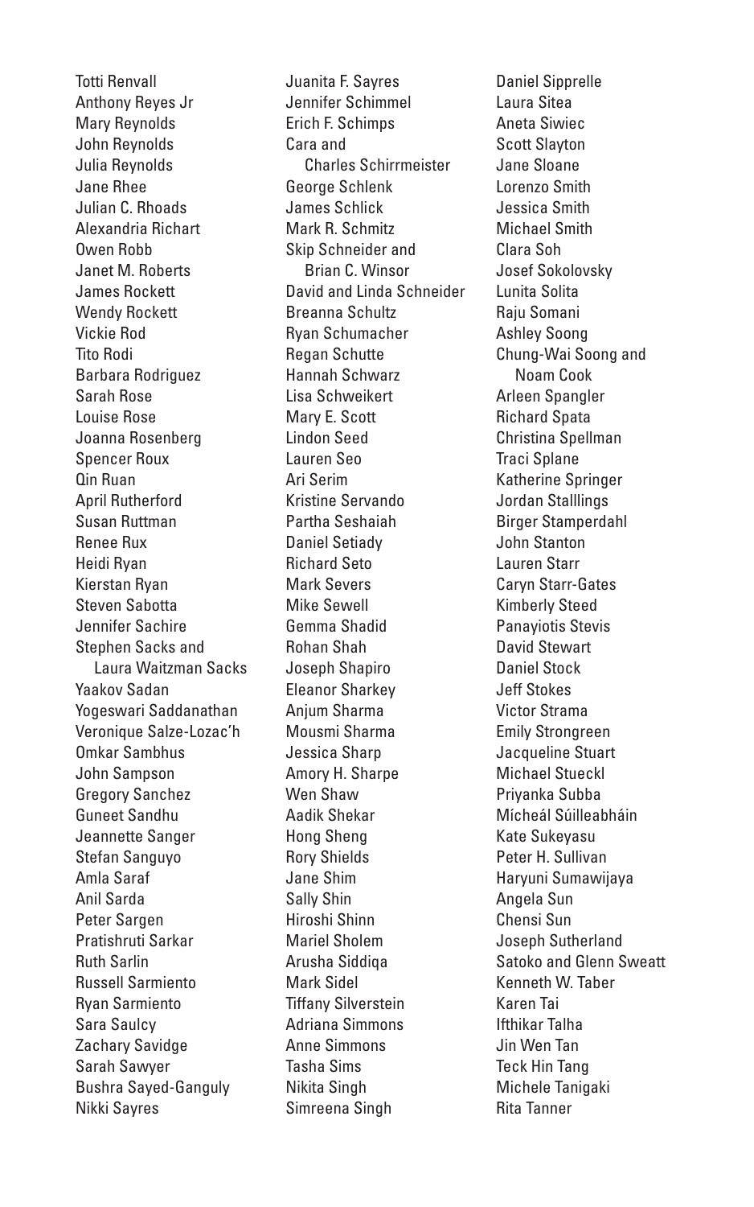Totti Renvall
Anthony Reyes Jr
Mary Reynolds
John Reynolds
Julia Reynolds
Jane Rhee
Julian C. Rhoads
Alexandria Richart
Owen Robb
Janet M. Roberts
James Rockett
Wendy Rockett
Vickie Rod
Tito Rodi
Barbara Rodriguez
Sarah Rose
Louise Rose
Joanna Rosenberg
Spencer Roux
Qin Ruan
April Rutherford
Susan Ruttman
Renee Rux
Heidi Ryan
Kierstan Ryan
Steven Sabotta
Jennifer Sachire
Stephen Sacks and
Laura Waitzman Sacks
Yaakov Sadan
Yogeswari Saddanathan
Veronique Salze-Lozac'h
Omkar Sambhus
John Sampson
Gregory Sanchez
Guneet Sandhu
Jeannette Sanger
Stefan Sanguyo
Amla Saraf
Anil Sarda
Peter Sargen
Pratishruti Sarkar
Ruth Sarlin
Russell Sarmiento
Ryan Sarmiento
Sara Saulcy
Zachary Savidge
Sarah Sawyer
Bushra Sayed-Ganguly
Nikki Sayres
Juanita F. Sayres
Jennifer Schimmel
Erich F. Schimps
Cara and
Charles Schirrmeister
George Schlenk
James Schlick
Mark R. Schmitz
Skip Schneider and
Brian C. Winsor
David and Linda Schneider
Breanna Schultz
Ryan Schumacher
Regan Schutte
Hannah Schwarz
Lisa Schweikert
Mary E. Scott
Lindon Seed
Lauren Seo
Ari Serim
Kristine Servando
Partha Seshaiah
Daniel Setiady
Richard Seto
Mark Severs
Mike Sewell
Gemma Shadid
Rohan Shah
Joseph Shapiro
Eleanor Sharkey
Anjum Sharma
Mousmi Sharma
Jessica Sharp
Amory H. Sharpe
Wen Shaw
Aadik Shekar
Hong Sheng
Rory Shields
Jane Shim
Sally Shin
Hiroshi Shinn
Mariel Sholem
Arusha Siddiqa
Mark Sidel
Tiffany Silverstein
Adriana Simmons
Anne Simmons
Tasha Sims
Nikita Singh
Simreena Singh
Daniel Sipprelle
Laura Sitea
Aneta Siwiec
Scott Slayton
Jane Sloane
Lorenzo Smith
Jessica Smith
Michael Smith
Clara Soh
Josef Sokolovsky
Lunita Solita
Raju Somani
Ashley Soong
Chung-Wai Soong and
Noam Cook
Arleen Spangler
Richard Spata
Christina Spellman
Traci Splane
Katherine Springer
Jordan Stalllings
Birger Stamperdahl
John Stanton
Lauren Starr
Caryn Starr-Gates
Kimberly Steed
Panayiotis Stevis
David Stewart
Daniel Stock
Jeff Stokes
Victor Strama
Emily Strongreen
Jacqueline Stuart
Michael Stueckl
Priyanka Subba
Mícheál Súilleabháin
Kate Sukeyasu
Peter H. Sullivan
Haryuni Sumawijaya
Angela Sun
Chensi Sun
Joseph Sutherland
Satoko and Glenn Sweatt
Kenneth W. Taber
Karen Tai
Ifthikar Talha
Jin Wen Tan
Teck Hin Tang
Michele Tanigaki
Rita Tanner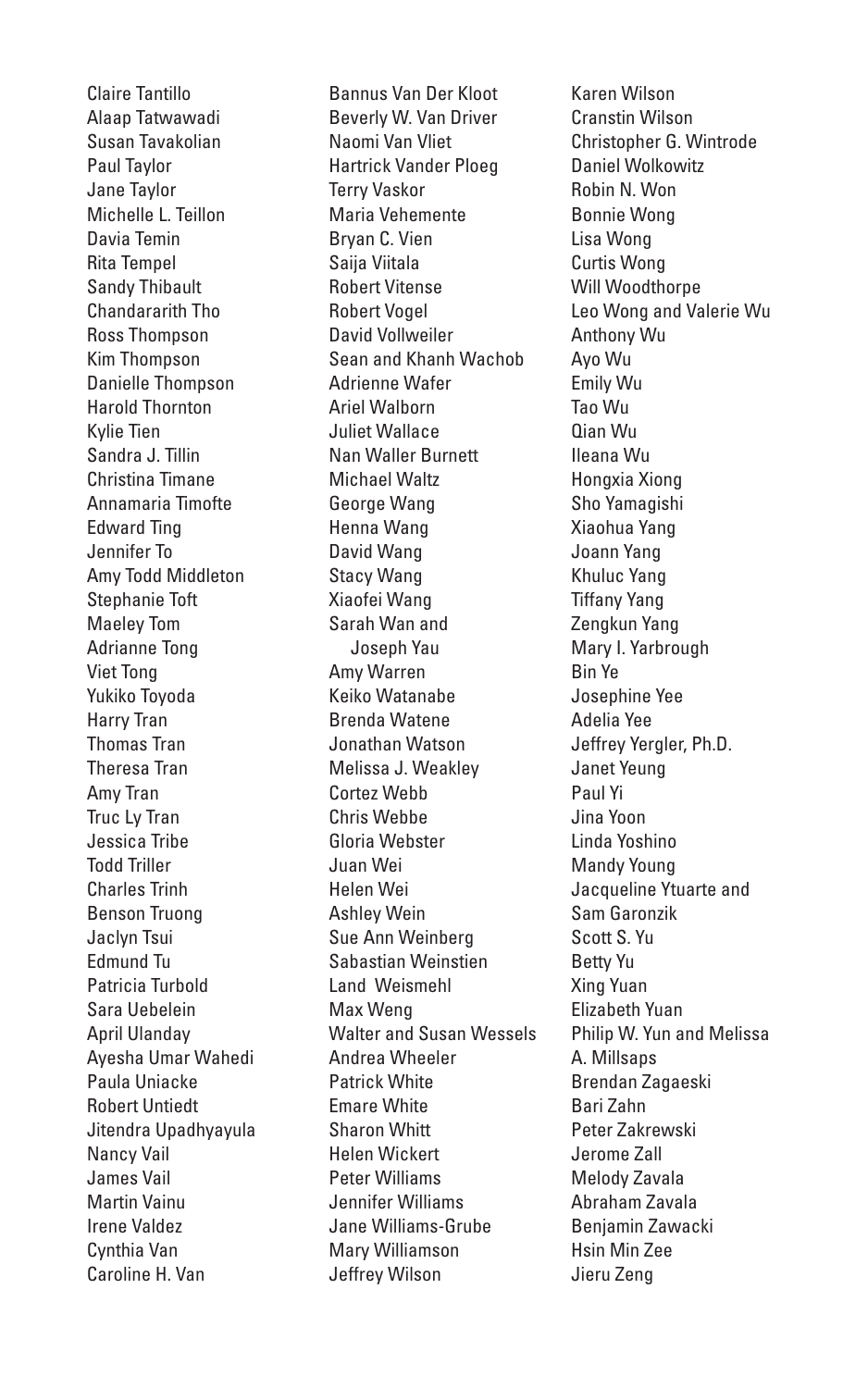Claire Tantillo
Alaap Tatwawadi
Susan Tavakolian
Paul Taylor
Jane Taylor
Michelle L. Teillon
Davia Temin
Rita Tempel
Sandy Thibault
Chandararith Tho
Ross Thompson
Kim Thompson
Danielle Thompson
Harold Thornton
Kylie Tien
Sandra J. Tillin
Christina Timane
Annamaria Timofte
Edward Ting
Jennifer To
Amy Todd Middleton
Stephanie Toft
Maeley Tom
Adrianne Tong
Viet Tong
Yukiko Toyoda
Harry Tran
Thomas Tran
Theresa Tran
Amy Tran
Truc Ly Tran
Jessica Tribe
Todd Triller
Charles Trinh
Benson Truong
Jaclyn Tsui
Edmund Tu
Patricia Turbold
Sara Uebelein
April Ulanday
Ayesha Umar Wahedi
Paula Uniacke
Robert Untiedt
Jitendra Upadhyayula
Nancy Vail
James Vail
Martin Vainu
Irene Valdez
Cynthia Van
Caroline H. Van
Bannus Van Der Kloot
Beverly W. Van Driver
Naomi Van Vliet
Hartrick Vander Ploeg
Terry Vaskor
Maria Vehemente
Bryan C. Vien
Saija Viitala
Robert Vitense
Robert Vogel
David Vollweiler
Sean and Khanh Wachob
Adrienne Wafer
Ariel Walborn
Juliet Wallace
Nan Waller Burnett
Michael Waltz
George Wang
Henna Wang
David Wang
Stacy Wang
Xiaofei Wang
Sarah Wan and Joseph Yau
Amy Warren
Keiko Watanabe
Brenda Watene
Jonathan Watson
Melissa J. Weakley
Cortez Webb
Chris Webbe
Gloria Webster
Juan Wei
Helen Wei
Ashley Wein
Sue Ann Weinberg
Sabastian Weinstien
Land Weismehl
Max Weng
Walter and Susan Wessels
Andrea Wheeler
Patrick White
Emare White
Sharon Whitt
Helen Wickert
Peter Williams
Jennifer Williams
Jane Williams-Grube
Mary Williamson
Jeffrey Wilson
Karen Wilson
Cranstin Wilson
Christopher G. Wintrode
Daniel Wolkowitz
Robin N. Won
Bonnie Wong
Lisa Wong
Curtis Wong
Will Woodthorpe
Leo Wong and Valerie Wu
Anthony Wu
Ayo Wu
Emily Wu
Tao Wu
Qian Wu
Ileana Wu
Hongxia Xiong
Sho Yamagishi
Xiaohua Yang
Joann Yang
Khuluc Yang
Tiffany Yang
Zengkun Yang
Mary I. Yarbrough
Bin Ye
Josephine Yee
Adelia Yee
Jeffrey Yergler, Ph.D.
Janet Yeung
Paul Yi
Jina Yoon
Linda Yoshino
Mandy Young
Jacqueline Ytuarte and Sam Garonzik
Scott S. Yu
Betty Yu
Xing Yuan
Elizabeth Yuan
Philip W. Yun and Melissa A. Millsaps
Brendan Zagaeski
Bari Zahn
Peter Zakrewski
Jerome Zall
Melody Zavala
Abraham Zavala
Benjamin Zawacki
Hsin Min Zee
Jieru Zeng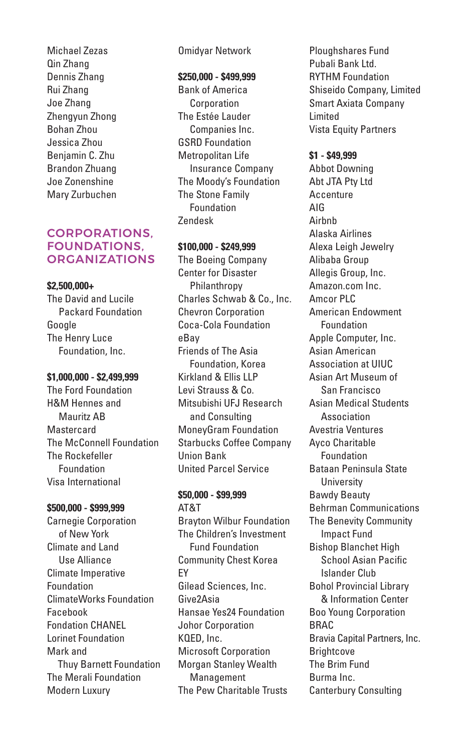Michael Zezas
Qin Zhang
Dennis Zhang
Rui Zhang
Joe Zhang
Zhengyun Zhong
Bohan Zhou
Jessica Zhou
Benjamin C. Zhu
Brandon Zhuang
Joe Zonenshine
Mary Zurbuchen

## CORPORATIONS, FOUNDATIONS, ORGANIZATIONS

**$2,500,000+**

The David and Lucile Packard Foundation
Google
The Henry Luce Foundation, Inc.

**$1,000,000 - $2,499,999**

The Ford Foundation
H&M Hennes and Mauritz AB
Mastercard
The McConnell Foundation
The Rockefeller Foundation
Visa International

**$500,000 - $999,999**

Carnegie Corporation of New York
Climate and Land Use Alliance
Climate Imperative Foundation
ClimateWorks Foundation
Facebook
Fondation CHANEL
Lorinet Foundation
Mark and Thuy Barnett Foundation
The Merali Foundation
Modern Luxury
Omidyar Network

**$250,000 - $499,999**

Bank of America Corporation
The Estée Lauder Companies Inc.
GSRD Foundation
Metropolitan Life Insurance Company
The Moody's Foundation
The Stone Family Foundation
Zendesk

**$100,000 - $249,999**

The Boeing Company
Center for Disaster Philanthropy
Charles Schwab & Co., Inc.
Chevron Corporation
Coca-Cola Foundation
eBay
Friends of The Asia Foundation, Korea
Kirkland & Ellis LLP
Levi Strauss & Co.
Mitsubishi UFJ Research and Consulting
MoneyGram Foundation
Starbucks Coffee Company
Union Bank
United Parcel Service

**$50,000 - $99,999**

AT&T
Brayton Wilbur Foundation
The Children's Investment Fund Foundation
Community Chest Korea
EY
Gilead Sciences, Inc.
Give2Asia
Hansae Yes24 Foundation
Johor Corporation
KQED, Inc.
Microsoft Corporation
Morgan Stanley Wealth Management
The Pew Charitable Trusts
Ploughshares Fund
Pubali Bank Ltd.
RYTHM Foundation
Shiseido Company, Limited
Smart Axiata Company Limited
Vista Equity Partners

**$1 - $49,999**

Abbot Downing
Abt JTA Pty Ltd
Accenture
AIG
Airbnb
Alaska Airlines
Alexa Leigh Jewelry
Alibaba Group
Allegis Group, Inc.
Amazon.com Inc.
Amcor PLC
American Endowment Foundation
Apple Computer, Inc.
Asian American Association at UIUC
Asian Art Museum of San Francisco
Asian Medical Students Association
Avestria Ventures
Ayco Charitable Foundation
Bataan Peninsula State University
Bawdy Beauty
Behrman Communications
The Benevity Community Impact Fund
Bishop Blanchet High School Asian Pacific Islander Club
Bohol Provincial Library & Information Center
Boo Young Corporation
BRAC
Bravia Capital Partners, Inc.
Brightcove
The Brim Fund
Burma Inc.
Canterbury Consulting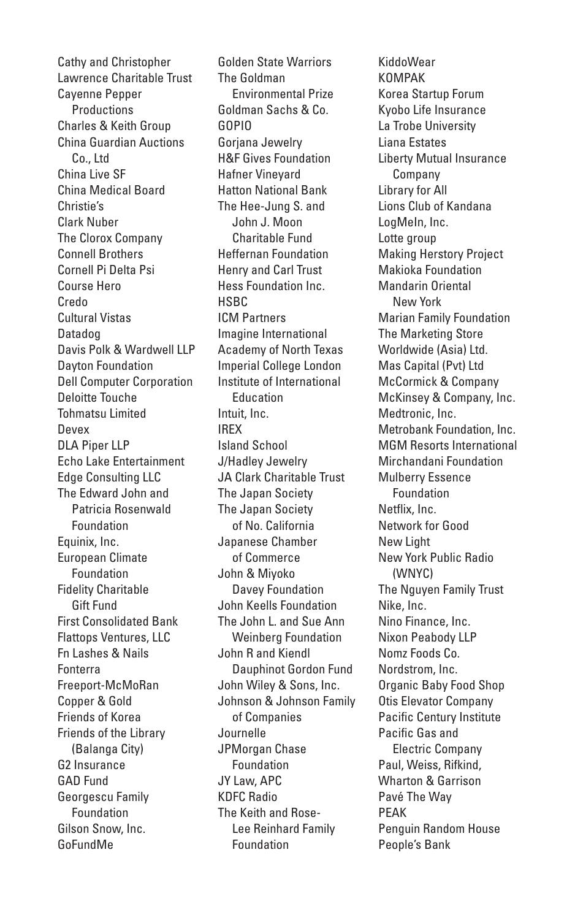Cathy and Christopher Lawrence Charitable Trust
Cayenne Pepper Productions
Charles & Keith Group
China Guardian Auctions Co., Ltd
China Live SF
China Medical Board
Christie's
Clark Nuber
The Clorox Company
Connell Brothers
Cornell Pi Delta Psi
Course Hero
Credo
Cultural Vistas
Datadog
Davis Polk & Wardwell LLP
Dayton Foundation
Dell Computer Corporation
Deloitte Touche Tohmatsu Limited
Devex
DLA Piper LLP
Echo Lake Entertainment
Edge Consulting LLC
The Edward John and Patricia Rosenwald Foundation
Equinix, Inc.
European Climate Foundation
Fidelity Charitable Gift Fund
First Consolidated Bank
Flattops Ventures, LLC
Fn Lashes & Nails
Fonterra
Freeport-McMoRan Copper & Gold
Friends of Korea
Friends of the Library (Balanga City)
G2 Insurance
GAD Fund
Georgescu Family Foundation
Gilson Snow, Inc.
GoFundMe
Golden State Warriors
The Goldman Environmental Prize
Goldman Sachs & Co.
GOPIO
Gorjana Jewelry
H&F Gives Foundation
Hafner Vineyard
Hatton National Bank
The Hee-Jung S. and John J. Moon Charitable Fund
Heffernan Foundation
Henry and Carl Trust
Hess Foundation Inc.
HSBC
ICM Partners
Imagine International Academy of North Texas
Imperial College London
Institute of International Education
Intuit, Inc.
IREX
Island School
J/Hadley Jewelry
JA Clark Charitable Trust
The Japan Society
The Japan Society of No. California
Japanese Chamber of Commerce
John & Miyoko Davey Foundation
John Keells Foundation
The John L. and Sue Ann Weinberg Foundation
John R and Kiendl Dauphinot Gordon Fund
John Wiley & Sons, Inc.
Johnson & Johnson Family of Companies
Journelle
JPMorgan Chase Foundation
JY Law, APC
KDFC Radio
The Keith and Rose-Lee Reinhard Family Foundation
KiddoWear
KOMPAK
Korea Startup Forum
Kyobo Life Insurance
La Trobe University
Liana Estates
Liberty Mutual Insurance Company
Library for All
Lions Club of Kandana
LogMeIn, Inc.
Lotte group
Making Herstory Project
Makioka Foundation
Mandarin Oriental New York
Marian Family Foundation
The Marketing Store Worldwide (Asia) Ltd.
Mas Capital (Pvt) Ltd
McCormick & Company
McKinsey & Company, Inc.
Medtronic, Inc.
Metrobank Foundation, Inc.
MGM Resorts International
Mirchandani Foundation
Mulberry Essence Foundation
Netflix, Inc.
Network for Good
New Light
New York Public Radio (WNYC)
The Nguyen Family Trust
Nike, Inc.
Nino Finance, Inc.
Nixon Peabody LLP
Nomz Foods Co.
Nordstrom, Inc.
Organic Baby Food Shop
Otis Elevator Company
Pacific Century Institute
Pacific Gas and Electric Company
Paul, Weiss, Rifkind, Wharton & Garrison
Pavé The Way
PEAK
Penguin Random House
People's Bank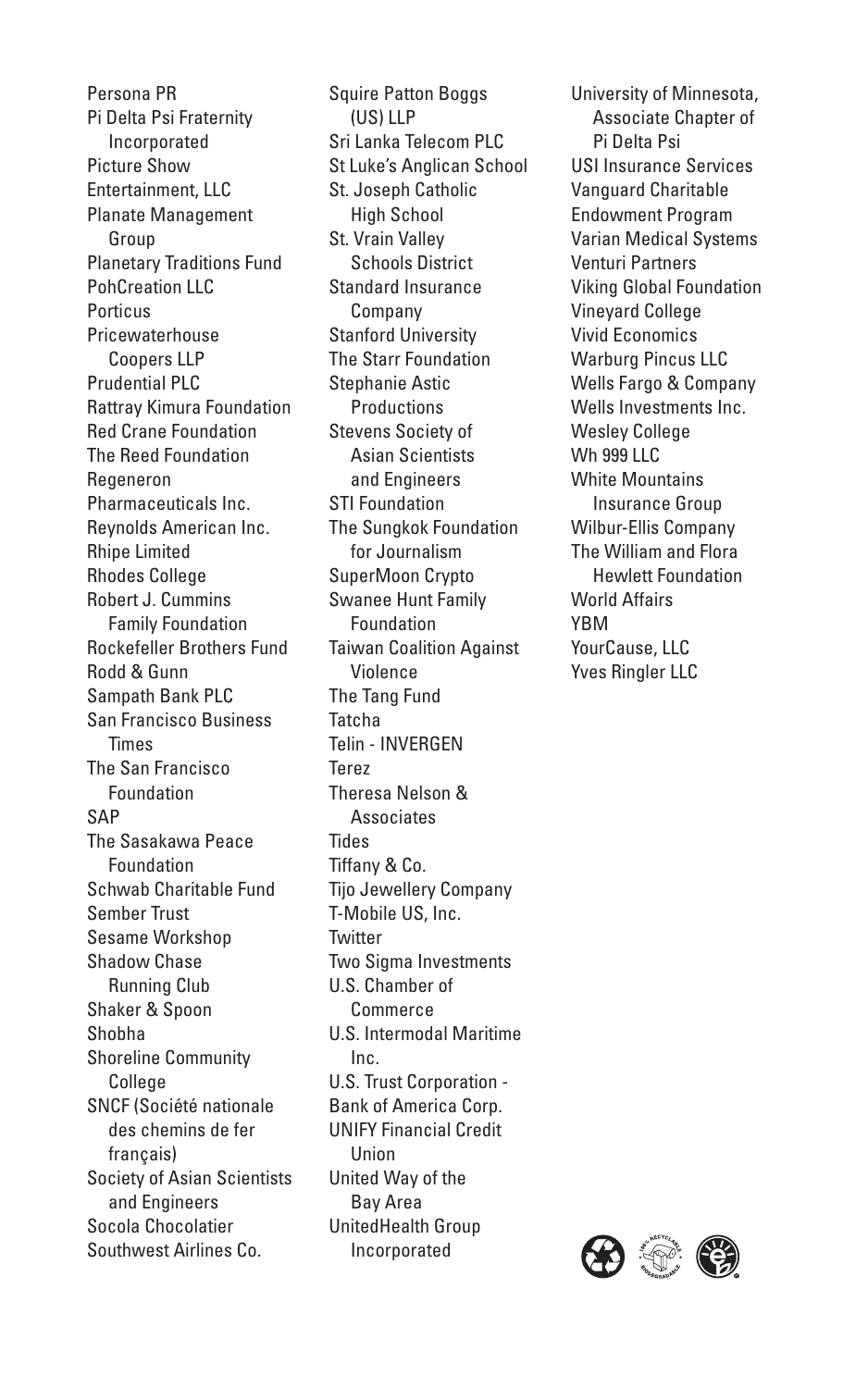Persona PR
Pi Delta Psi Fraternity Incorporated
Picture Show Entertainment, LLC
Planate Management Group
Planetary Traditions Fund
PohCreation LLC
Porticus
Pricewaterhouse Coopers LLP
Prudential PLC
Rattray Kimura Foundation
Red Crane Foundation
The Reed Foundation
Regeneron Pharmaceuticals Inc.
Reynolds American Inc.
Rhipe Limited
Rhodes College
Robert J. Cummins Family Foundation
Rockefeller Brothers Fund
Rodd & Gunn
Sampath Bank PLC
San Francisco Business Times
The San Francisco Foundation
SAP
The Sasakawa Peace Foundation
Schwab Charitable Fund
Sember Trust
Sesame Workshop
Shadow Chase Running Club
Shaker & Spoon
Shobha
Shoreline Community College
SNCF (Société nationale des chemins de fer français)
Society of Asian Scientists and Engineers
Socola Chocolatier
Southwest Airlines Co.
Squire Patton Boggs (US) LLP
Sri Lanka Telecom PLC
St Luke's Anglican School
St. Joseph Catholic High School
St. Vrain Valley Schools District
Standard Insurance Company
Stanford University
The Starr Foundation
Stephanie Astic Productions
Stevens Society of Asian Scientists and Engineers
STI Foundation
The Sungkok Foundation for Journalism
SuperMoon Crypto
Swanee Hunt Family Foundation
Taiwan Coalition Against Violence
The Tang Fund
Tatcha
Telin - INVERGEN
Terez
Theresa Nelson & Associates
Tides
Tiffany & Co.
Tijo Jewellery Company
T-Mobile US, Inc.
Twitter
Two Sigma Investments
U.S. Chamber of Commerce
U.S. Intermodal Maritime Inc.
U.S. Trust Corporation - Bank of America Corp.
UNIFY Financial Credit Union
United Way of the Bay Area
UnitedHealth Group Incorporated
University of Minnesota, Associate Chapter of Pi Delta Psi
USI Insurance Services
Vanguard Charitable Endowment Program
Varian Medical Systems
Venturi Partners
Viking Global Foundation
Vineyard College
Vivid Economics
Warburg Pincus LLC
Wells Fargo & Company
Wells Investments Inc.
Wesley College
Wh 999 LLC
White Mountains Insurance Group
Wilbur-Ellis Company
The William and Flora Hewlett Foundation
World Affairs
YBM
YourCause, LLC
Yves Ringler LLC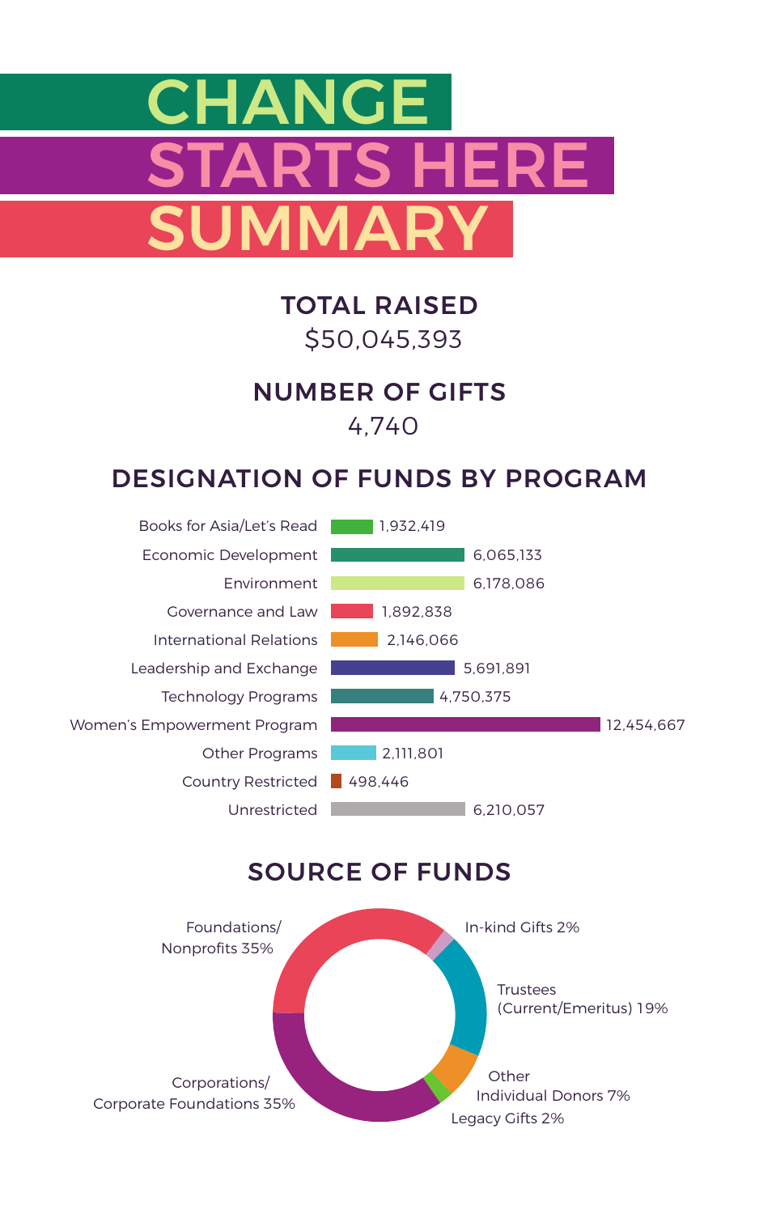# CHANGE STARTS HERE SUMMARY

## TOTAL RAISED

$50,045,393

## NUMBER OF GIFTS

4,740

## DESIGNATION OF FUNDS BY PROGRAM

| Program | Amount |
|---|---|
| Books for Asia/Let's Read | 1,932,419 |
| Economic Development | 6,065,133 |
| Environment | 6,178,086 |
| Governance and Law | 1,892,838 |
| International Relations | 2,146,066 |
| Leadership and Exchange | 5,691,891 |
| Technology Programs | 4,750,375 |
| Women's Empowerment Program | 12,454,667 |
| Other Programs | 2,111,801 |
| Country Restricted | 498,446 |
| Unrestricted | 6,210,057 |

## SOURCE OF FUNDS

| Source | Percentage |
|---|---|
| Foundations/ Nonprofits | 35% |
| In-kind Gifts | 2% |
| Trustees (Current/Emeritus) | 19% |
| Other Individual Donors | 7% |
| Legacy Gifts | 2% |
| Corporations/ Corporate Foundations | 35% |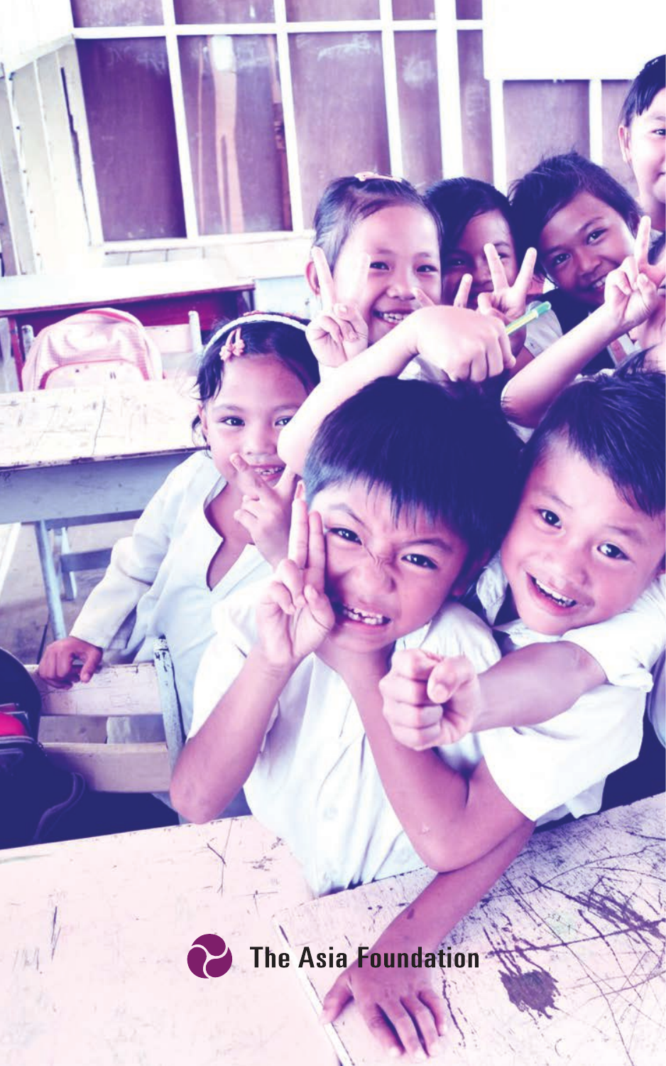The Asia Foundation